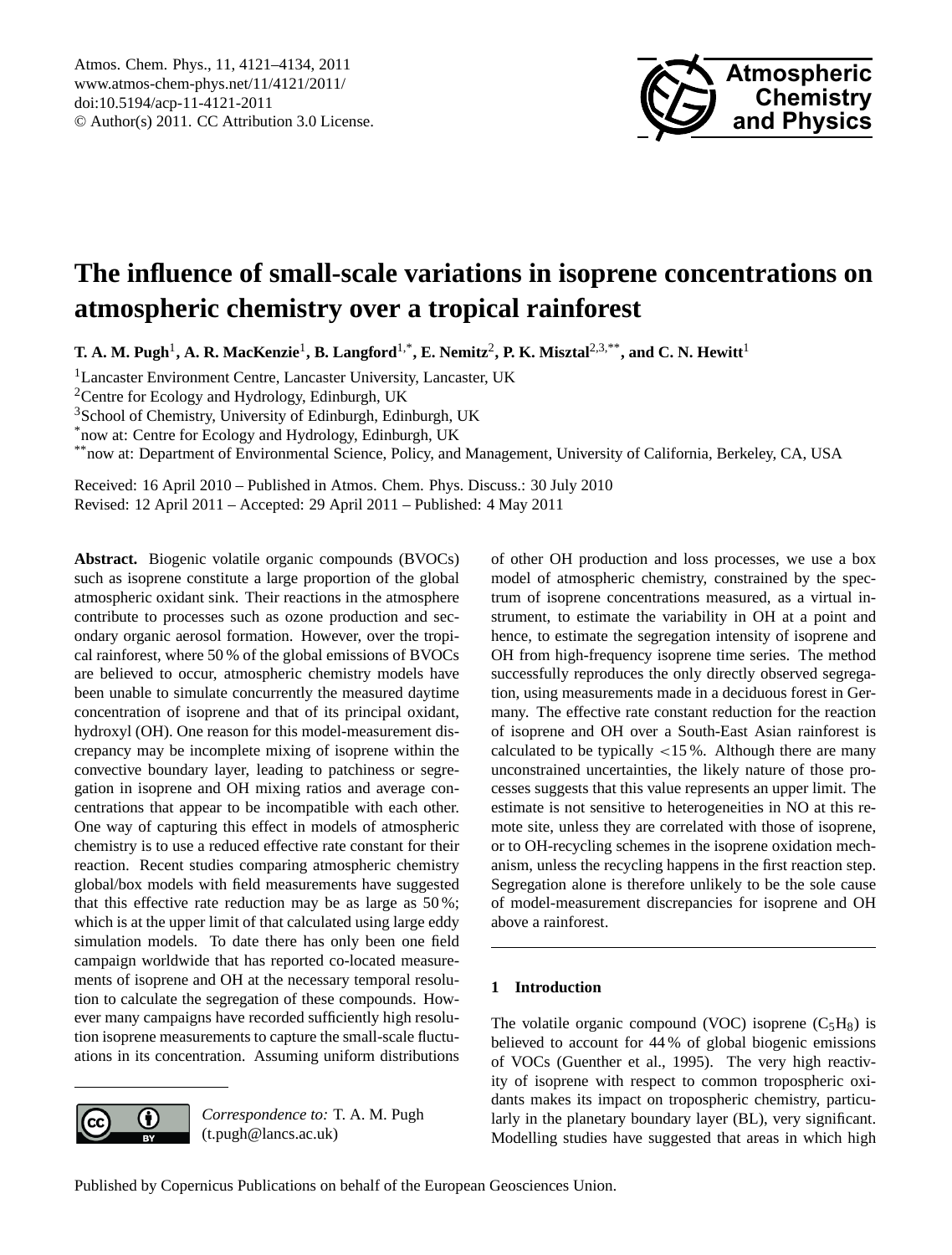# The influence of small-scale variations in isoprene concentrations on atmospheric chemistry over a tropical rainforest

**T. A. M. Pugh[1], A. R. MacKenzie[1], B. Langford[1,*], E. Nemitz[2], P. K. Misztal[2,3,**], and C. N. Hewitt[1]**

[1]Lancaster Environment Centre, Lancaster University, Lancaster, UK

[2]Centre for Ecology and Hydrology, Edinburgh, UK

[3]School of Chemistry, University of Edinburgh, Edinburgh, UK

[*]now at: Centre for Ecology and Hydrology, Edinburgh, UK

[**]now at: Department of Environmental Science, Policy, and Management, University of California, Berkeley, CA, USA

Received: 16 April 2010 – Published in Atmos. Chem. Phys. Discuss.: 30 July 2010
Revised: 12 April 2011 – Accepted: 29 April 2011 – Published: 4 May 2011

**Abstract.** Biogenic volatile organic compounds (BVOCs) such as isoprene constitute a large proportion of the global atmospheric oxidant sink. Their reactions in the atmosphere contribute to processes such as ozone production and secondary organic aerosol formation. However, over the tropical rainforest, where 50 % of the global emissions of BVOCs are believed to occur, atmospheric chemistry models have been unable to simulate concurrently the measured daytime concentration of isoprene and that of its principal oxidant, hydroxyl (OH). One reason for this model-measurement discrepancy may be incomplete mixing of isoprene within the convective boundary layer, leading to patchiness or segregation in isoprene and OH mixing ratios and average concentrations that appear to be incompatible with each other. One way of capturing this effect in models of atmospheric chemistry is to use a reduced effective rate constant for their reaction. Recent studies comparing atmospheric chemistry global/box models with field measurements have suggested that this effective rate reduction may be as large as 50 %; which is at the upper limit of that calculated using large eddy simulation models. To date there has only been one field campaign worldwide that has reported co-located measurements of isoprene and OH at the necessary temporal resolution to calculate the segregation of these compounds. However many campaigns have recorded sufficiently high resolution isoprene measurements to capture the small-scale fluctuations in its concentration. Assuming uniform distributions of other OH production and loss processes, we use a box model of atmospheric chemistry, constrained by the spectrum of isoprene concentrations measured, as a virtual instrument, to estimate the variability in OH at a point and hence, to estimate the segregation intensity of isoprene and OH from high-frequency isoprene time series. The method successfully reproduces the only directly observed segregation, using measurements made in a deciduous forest in Germany. The effective rate constant reduction for the reaction of isoprene and OH over a South-East Asian rainforest is calculated to be typically <15 %. Although there are many unconstrained uncertainties, the likely nature of those processes suggests that this value represents an upper limit. The estimate is not sensitive to heterogeneities in NO at this remote site, unless they are correlated with those of isoprene, or to OH-recycling schemes in the isoprene oxidation mechanism, unless the recycling happens in the first reaction step. Segregation alone is therefore unlikely to be the sole cause of model-measurement discrepancies for isoprene and OH above a rainforest.

## 1 Introduction

The volatile organic compound (VOC) isoprene ($C_5H_8$) is believed to account for 44 % of global biogenic emissions of VOCs (Guenther et al., 1995). The very high reactivity of isoprene with respect to common tropospheric oxidants makes its impact on tropospheric chemistry, particularly in the planetary boundary layer (BL), very significant. Modelling studies have suggested that areas in which high

*Correspondence to:* T. A. M. Pugh (t.pugh@lancs.ac.uk)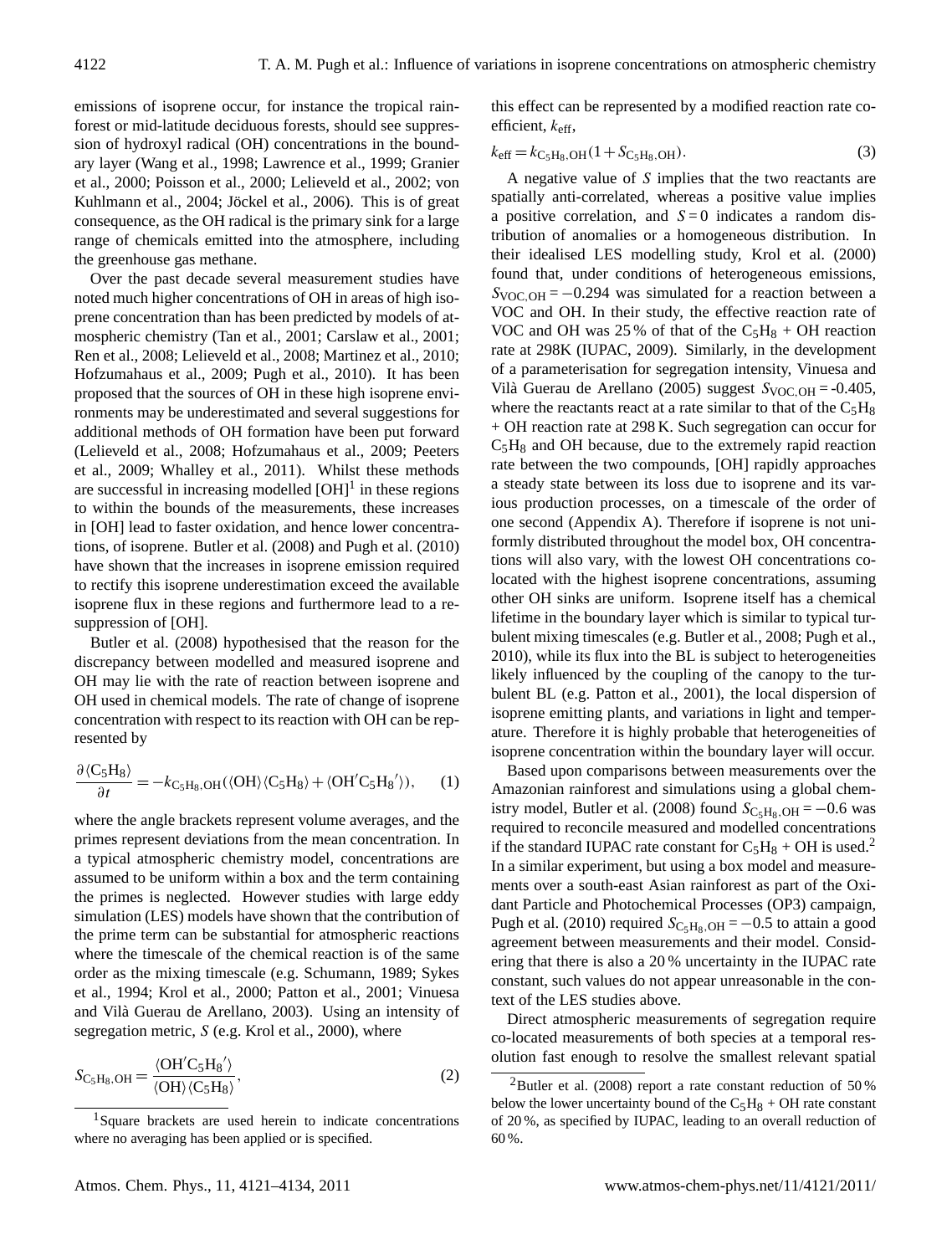emissions of isoprene occur, for instance the tropical rainforest or mid-latitude deciduous forests, should see suppression of hydroxyl radical (OH) concentrations in the boundary layer (Wang et al., 1998; Lawrence et al., 1999; Granier et al., 2000; Poisson et al., 2000; Lelieveld et al., 2002; von Kuhlmann et al., 2004; Jöckel et al., 2006). This is of great consequence, as the OH radical is the primary sink for a large range of chemicals emitted into the atmosphere, including the greenhouse gas methane.

Over the past decade several measurement studies have noted much higher concentrations of OH in areas of high isoprene concentration than has been predicted by models of atmospheric chemistry (Tan et al., 2001; Carslaw et al., 2001; Ren et al., 2008; Lelieveld et al., 2008; Martinez et al., 2010; Hofzumahaus et al., 2009; Pugh et al., 2010). It has been proposed that the sources of OH in these high isoprene environments may be underestimated and several suggestions for additional methods of OH formation have been put forward (Lelieveld et al., 2008; Hofzumahaus et al., 2009; Peeters et al., 2009; Whalley et al., 2011). Whilst these methods are successful in increasing modelled [OH][1] in these regions to within the bounds of the measurements, these increases in [OH] lead to faster oxidation, and hence lower concentrations, of isoprene. Butler et al. (2008) and Pugh et al. (2010) have shown that the increases in isoprene emission required to rectify this isoprene underestimation exceed the available isoprene flux in these regions and furthermore lead to a re-suppression of [OH].

Butler et al. (2008) hypothesised that the reason for the discrepancy between modelled and measured isoprene and OH may lie with the rate of reaction between isoprene and OH used in chemical models. The rate of change of isoprene concentration with respect to its reaction with OH can be represented by

$$\frac{\partial \langle C_5H_8 \rangle}{\partial t} = -k_{C_5H_8,OH}(\langle OH \rangle \langle C_5H_8 \rangle + \langle OH' C_5H_8{}' \rangle), \quad (1)$$

where the angle brackets represent volume averages, and the primes represent deviations from the mean concentration. In a typical atmospheric chemistry model, concentrations are assumed to be uniform within a box and the term containing the primes is neglected. However studies with large eddy simulation (LES) models have shown that the contribution of the prime term can be substantial for atmospheric reactions where the timescale of the chemical reaction is of the same order as the mixing timescale (e.g. Schumann, 1989; Sykes et al., 1994; Krol et al., 2000; Patton et al., 2001; Vinuesa and Vilà Guerau de Arellano, 2003). Using an intensity of segregation metric, $S$ (e.g. Krol et al., 2000), where

$$S_{C_5H_8,OH} = \frac{\langle OH' C_5H_8{}' \rangle}{\langle OH \rangle \langle C_5H_8 \rangle}, \quad (2)$$

this effect can be represented by a modified reaction rate coefficient, $k_{\text{eff}}$,

$$k_{\text{eff}} = k_{C_5H_8,OH}(1 + S_{C_5H_8,OH}). \quad (3)$$

A negative value of $S$ implies that the two reactants are spatially anti-correlated, whereas a positive value implies a positive correlation, and $S = 0$ indicates a random distribution of anomalies or a homogeneous distribution. In their idealised LES modelling study, Krol et al. (2000) found that, under conditions of heterogeneous emissions, $S_{\text{VOC,OH}} = -0.294$ was simulated for a reaction between a VOC and OH. In their study, the effective reaction rate of VOC and OH was 25 % of that of the $C_5H_8$ + OH reaction rate at 298K (IUPAC, 2009). Similarly, in the development of a parameterisation for segregation intensity, Vinuesa and Vilà Guerau de Arellano (2005) suggest $S_{\text{VOC,OH}}$ = -0.405, where the reactants react at a rate similar to that of the $C_5H_8$ + OH reaction rate at 298 K. Such segregation can occur for $C_5H_8$ and OH because, due to the extremely rapid reaction rate between the two compounds, [OH] rapidly approaches a steady state between its loss due to isoprene and its various production processes, on a timescale of the order of one second (Appendix A). Therefore if isoprene is not uniformly distributed throughout the model box, OH concentrations will also vary, with the lowest OH concentrations co-located with the highest isoprene concentrations, assuming other OH sinks are uniform. Isoprene itself has a chemical lifetime in the boundary layer which is similar to typical turbulent mixing timescales (e.g. Butler et al., 2008; Pugh et al., 2010), while its flux into the BL is subject to heterogeneities likely influenced by the coupling of the canopy to the turbulent BL (e.g. Patton et al., 2001), the local dispersion of isoprene emitting plants, and variations in light and temperature. Therefore it is highly probable that heterogeneities of isoprene concentration within the boundary layer will occur.

Based upon comparisons between measurements over the Amazonian rainforest and simulations using a global chemistry model, Butler et al. (2008) found $S_{C_5H_8,OH} = -0.6$ was required to reconcile measured and modelled concentrations if the standard IUPAC rate constant for $C_5H_8$ + OH is used.[2] In a similar experiment, but using a box model and measurements over a south-east Asian rainforest as part of the Oxidant Particle and Photochemical Processes (OP3) campaign, Pugh et al. (2010) required $S_{C_5H_8,OH} = -0.5$ to attain a good agreement between measurements and their model. Considering that there is also a 20 % uncertainty in the IUPAC rate constant, such values do not appear unreasonable in the context of the LES studies above.

Direct atmospheric measurements of segregation require co-located measurements of both species at a temporal resolution fast enough to resolve the smallest relevant spatial

[1] Square brackets are used herein to indicate concentrations where no averaging has been applied or is specified.

[2] Butler et al. (2008) report a rate constant reduction of 50 % below the lower uncertainty bound of the $C_5H_8$ + OH rate constant of 20 %, as specified by IUPAC, leading to an overall reduction of 60 %.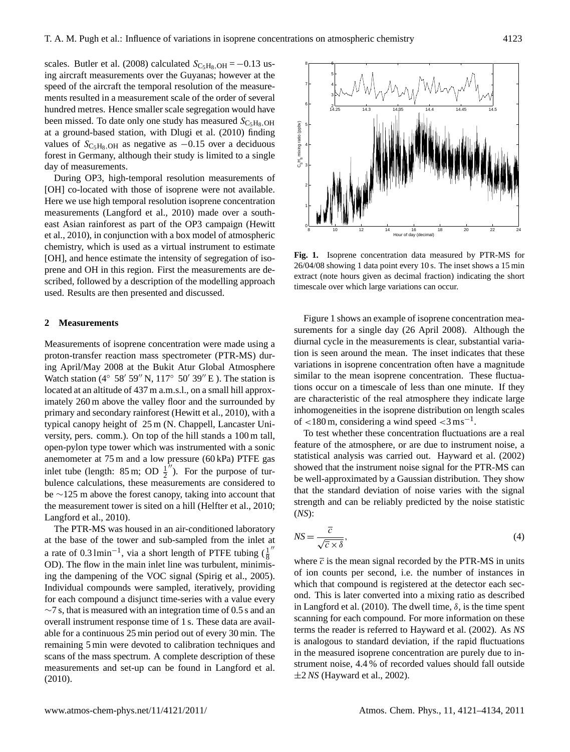scales. Butler et al. (2008) calculated $S_{C_5H_8,OH} = -0.13$ using aircraft measurements over the Guyanas; however at the speed of the aircraft the temporal resolution of the measurements resulted in a measurement scale of the order of several hundred metres. Hence smaller scale segregation would have been missed. To date only one study has measured $S_{C_5H_8,OH}$ at a ground-based station, with Dlugi et al. (2010) finding values of $S_{C_5H_8,OH}$ as negative as $-0.15$ over a deciduous forest in Germany, although their study is limited to a single day of measurements.

During OP3, high-temporal resolution measurements of [OH] co-located with those of isoprene were not available. Here we use high temporal resolution isoprene concentration measurements (Langford et al., 2010) made over a south-east Asian rainforest as part of the OP3 campaign (Hewitt et al., 2010), in conjunction with a box model of atmospheric chemistry, which is used as a virtual instrument to estimate [OH], and hence estimate the intensity of segregation of isoprene and OH in this region. First the measurements are described, followed by a description of the modelling approach used. Results are then presented and discussed.

## 2 Measurements

Measurements of isoprene concentration were made using a proton-transfer reaction mass spectrometer (PTR-MS) during April/May 2008 at the Bukit Atur Global Atmosphere Watch station (4° 58′ 59″ N, 117° 50′ 39″ E ). The station is located at an altitude of 437 m a.m.s.l., on a small hill approximately 260 m above the valley floor and the surrounded by primary and secondary rainforest (Hewitt et al., 2010), with a typical canopy height of 25 m (N. Chappell, Lancaster University, pers. comm.). On top of the hill stands a 100 m tall, open-pylon type tower which was instrumented with a sonic anemometer at 75 m and a low pressure (60 kPa) PTFE gas inlet tube (length: 85 m; OD $\frac{1}{2}''$). For the purpose of turbulence calculations, these measurements are considered to be ∼125 m above the forest canopy, taking into account that the measurement tower is sited on a hill (Helfter et al., 2010; Langford et al., 2010).

The PTR-MS was housed in an air-conditioned laboratory at the base of the tower and sub-sampled from the inlet at a rate of 0.3 $\mathrm{l\,min^{-1}}$, via a short length of PTFE tubing ($\frac{1}{8}''$ OD). The flow in the main inlet line was turbulent, minimising the dampening of the VOC signal (Spirig et al., 2005). Individual compounds were sampled, iteratively, providing for each compound a disjunct time-series with a value every ∼7 s, that is measured with an integration time of 0.5 s and an overall instrument response time of 1 s. These data are available for a continuous 25 min period out of every 30 min. The remaining 5 min were devoted to calibration techniques and scans of the mass spectrum. A complete description of these measurements and set-up can be found in Langford et al. (2010).

**Fig. 1.** Isoprene concentration data measured by PTR-MS for 26/04/08 showing 1 data point every 10 s. The inset shows a 15 min extract (note hours given as decimal fraction) indicating the short timescale over which large variations can occur.

Figure 1 shows an example of isoprene concentration measurements for a single day (26 April 2008). Although the diurnal cycle in the measurements is clear, substantial variation is seen around the mean. The inset indicates that these variations in isoprene concentration often have a magnitude similar to the mean isoprene concentration. These fluctuations occur on a timescale of less than one minute. If they are characteristic of the real atmosphere they indicate large inhomogeneities in the isoprene distribution on length scales of <180 m, considering a wind speed $<3\,\mathrm{m\,s^{-1}}$.

To test whether these concentration fluctuations are a real feature of the atmosphere, or are due to instrument noise, a statistical analysis was carried out. Hayward et al. (2002) showed that the instrument noise signal for the PTR-MS can be well-approximated by a Gaussian distribution. They show that the standard deviation of noise varies with the signal strength and can be reliably predicted by the noise statistic (*NS*):

$$NS = \frac{\overline{c}}{\sqrt{\overline{c} \times \delta}}, \tag{4}$$

where $\overline{c}$ is the mean signal recorded by the PTR-MS in units of ion counts per second, i.e. the number of instances in which that compound is registered at the detector each second. This is later converted into a mixing ratio as described in Langford et al. (2010). The dwell time, $\delta$, is the time spent scanning for each compound. For more information on these terms the reader is referred to Hayward et al. (2002). As *NS* is analogous to standard deviation, if the rapid fluctuations in the measured isoprene concentration are purely due to instrument noise, 4.4 % of recorded values should fall outside $\pm 2$ *NS* (Hayward et al., 2002).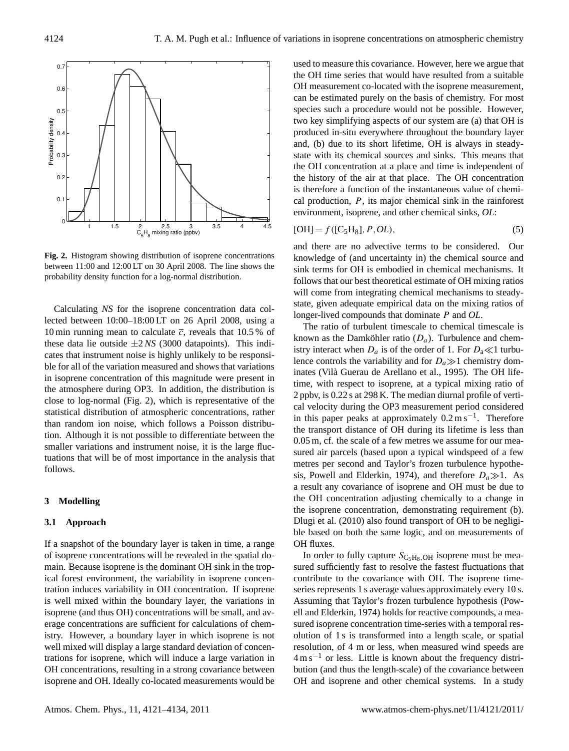0.7
0.6
0.5
0.4
0.3
0.2
0.1
0
Probability density
1 1.5 2 2.5 3 3.5 4 4.5
$C_5H_8$ mixing ratio (ppbv)

**Fig. 2.** Histogram showing distribution of isoprene concentrations between 11:00 and 12:00 LT on 30 April 2008. The line shows the probability density function for a log-normal distribution.

Calculating *NS* for the isoprene concentration data collected between 10:00–18:00 LT on 26 April 2008, using a 10 min running mean to calculate $\overline{c}$, reveals that 10.5 % of these data lie outside $\pm 2\,NS$ (3000 datapoints). This indicates that instrument noise is highly unlikely to be responsible for all of the variation measured and shows that variations in isoprene concentration of this magnitude were present in the atmosphere during OP3. In addition, the distribution is close to log-normal (Fig. 2), which is representative of the statistical distribution of atmospheric concentrations, rather than random ion noise, which follows a Poisson distribution. Although it is not possible to differentiate between the smaller variations and instrument noise, it is the large fluctuations that will be of most importance in the analysis that follows.

## 3 Modelling

### 3.1 Approach

If a snapshot of the boundary layer is taken in time, a range of isoprene concentrations will be revealed in the spatial domain. Because isoprene is the dominant OH sink in the tropical forest environment, the variability in isoprene concentration induces variability in OH concentration. If isoprene is well mixed within the boundary layer, the variations in isoprene (and thus OH) concentrations will be small, and average concentrations are sufficient for calculations of chemistry. However, a boundary layer in which isoprene is not well mixed will display a large standard deviation of concentrations for isoprene, which will induce a large variation in OH concentrations, resulting in a strong covariance between isoprene and OH. Ideally co-located measurements would be used to measure this covariance. However, here we argue that the OH time series that would have resulted from a suitable OH measurement co-located with the isoprene measurement, can be estimated purely on the basis of chemistry. For most species such a procedure would not be possible. However, two key simplifying aspects of our system are (a) that OH is produced in-situ everywhere throughout the boundary layer and, (b) due to its short lifetime, OH is always in steady-state with its chemical sources and sinks. This means that the OH concentration at a place and time is independent of the history of the air at that place. The OH concentration is therefore a function of the instantaneous value of chemical production, $P$, its major chemical sink in the rainforest environment, isoprene, and other chemical sinks, $OL$:

$$[\mathrm{OH}] = f([\mathrm{C_5H_8}], P, OL), \tag{5}$$

and there are no advective terms to be considered. Our knowledge of (and uncertainty in) the chemical source and sink terms for OH is embodied in chemical mechanisms. It follows that our best theoretical estimate of OH mixing ratios will come from integrating chemical mechanisms to steady-state, given adequate empirical data on the mixing ratios of longer-lived compounds that dominate $P$ and $OL$.

The ratio of turbulent timescale to chemical timescale is known as the Damköhler ratio ($D_a$). Turbulence and chemistry interact when $D_a$ is of the order of 1. For $D_a \ll 1$ turbulence controls the variability and for $D_a \gg 1$ chemistry dominates (Vilà Guerau de Arellano et al., 1995). The OH lifetime, with respect to isoprene, at a typical mixing ratio of 2 ppbv, is 0.22 s at 298 K. The median diurnal profile of vertical velocity during the OP3 measurement period considered in this paper peaks at approximately $0.2\,\mathrm{m\,s^{-1}}$. Therefore the transport distance of OH during its lifetime is less than 0.05 m, cf. the scale of a few metres we assume for our measured air parcels (based upon a typical windspeed of a few metres per second and Taylor's frozen turbulence hypothesis, Powell and Elderkin, 1974), and therefore $D_a \gg 1$. As a result any covariance of isoprene and OH must be due to the OH concentration adjusting chemically to a change in the isoprene concentration, demonstrating requirement (b). Dlugi et al. (2010) also found transport of OH to be negligible based on both the same logic, and on measurements of OH fluxes.

In order to fully capture $S_{\mathrm{C_5H_8,OH}}$ isoprene must be measured sufficiently fast to resolve the fastest fluctuations that contribute to the covariance with OH. The isoprene timeseries represents 1 s average values approximately every 10 s. Assuming that Taylor's frozen turbulence hypothesis (Powell and Elderkin, 1974) holds for reactive compounds, a measured isoprene concentration time-series with a temporal resolution of 1 s is transformed into a length scale, or spatial resolution, of 4 m or less, when measured wind speeds are $4\,\mathrm{m\,s^{-1}}$ or less. Little is known about the frequency distribution (and thus the length-scale) of the covariance between OH and isoprene and other chemical systems. In a study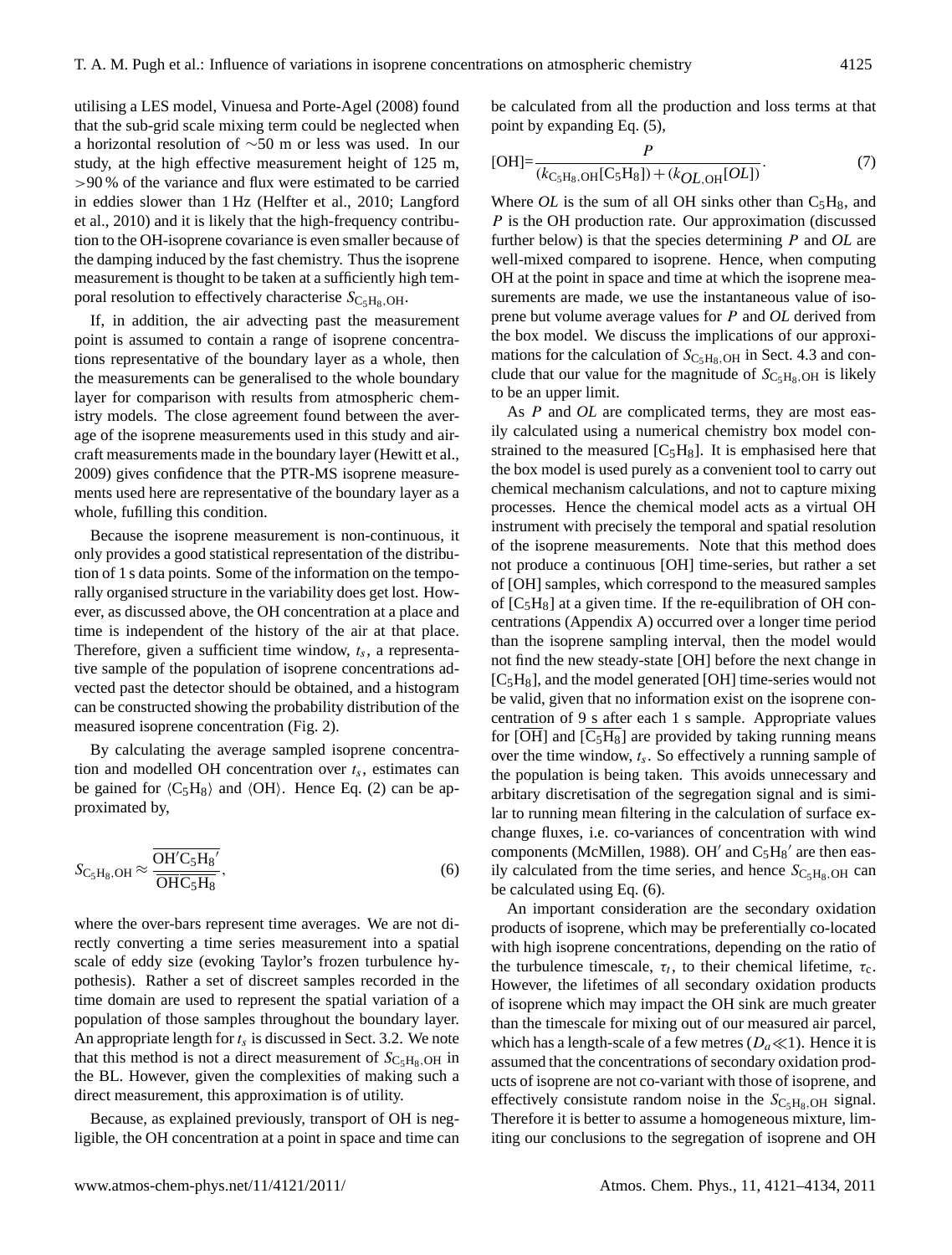utilising a LES model, Vinuesa and Porte-Agel (2008) found that the sub-grid scale mixing term could be neglected when a horizontal resolution of ∼50 m or less was used. In our study, at the high effective measurement height of 125 m, >90 % of the variance and flux were estimated to be carried in eddies slower than 1 Hz (Helfter et al., 2010; Langford et al., 2010) and it is likely that the high-frequency contribution to the OH-isoprene covariance is even smaller because of the damping induced by the fast chemistry. Thus the isoprene measurement is thought to be taken at a sufficiently high temporal resolution to effectively characterise $S_{C_5H_8,OH}$.

If, in addition, the air advecting past the measurement point is assumed to contain a range of isoprene concentrations representative of the boundary layer as a whole, then the measurements can be generalised to the whole boundary layer for comparison with results from atmospheric chemistry models. The close agreement found between the average of the isoprene measurements used in this study and aircraft measurements made in the boundary layer (Hewitt et al., 2009) gives confidence that the PTR-MS isoprene measurements used here are representative of the boundary layer as a whole, fufilling this condition.

Because the isoprene measurement is non-continuous, it only provides a good statistical representation of the distribution of 1 s data points. Some of the information on the temporally organised structure in the variability does get lost. However, as discussed above, the OH concentration at a place and time is independent of the history of the air at that place. Therefore, given a sufficient time window, $t_s$, a representative sample of the population of isoprene concentrations advected past the detector should be obtained, and a histogram can be constructed showing the probability distribution of the measured isoprene concentration (Fig. 2).

By calculating the average sampled isoprene concentration and modelled OH concentration over $t_s$, estimates can be gained for $\langle C_5H_8 \rangle$ and $\langle OH \rangle$. Hence Eq. (2) can be approximated by,

$$S_{C_5H_8,OH} \approx \frac{\overline{OH'C_5H_8{}'}}{\overline{OH}\,\overline{C_5H_8}}, \tag{6}$$

where the over-bars represent time averages. We are not directly converting a time series measurement into a spatial scale of eddy size (evoking Taylor's frozen turbulence hypothesis). Rather a set of discreet samples recorded in the time domain are used to represent the spatial variation of a population of those samples throughout the boundary layer. An appropriate length for $t_s$ is discussed in Sect. 3.2. We note that this method is not a direct measurement of $S_{C_5H_8,OH}$ in the BL. However, given the complexities of making such a direct measurement, this approximation is of utility.

Because, as explained previously, transport of OH is negligible, the OH concentration at a point in space and time can be calculated from all the production and loss terms at that point by expanding Eq. (5),

$$[OH] = \frac{P}{(k_{C_5H_8,OH}[C_5H_8]) + (k_{OL,OH}[OL])}. \tag{7}$$

Where *OL* is the sum of all OH sinks other than $C_5H_8$, and $P$ is the OH production rate. Our approximation (discussed further below) is that the species determining $P$ and *OL* are well-mixed compared to isoprene. Hence, when computing OH at the point in space and time at which the isoprene measurements are made, we use the instantaneous value of isoprene but volume average values for $P$ and *OL* derived from the box model. We discuss the implications of our approximations for the calculation of $S_{C_5H_8,OH}$ in Sect. 4.3 and conclude that our value for the magnitude of $S_{C_5H_8,OH}$ is likely to be an upper limit.

As $P$ and *OL* are complicated terms, they are most easily calculated using a numerical chemistry box model constrained to the measured $[C_5H_8]$. It is emphasised here that the box model is used purely as a convenient tool to carry out chemical mechanism calculations, and not to capture mixing processes. Hence the chemical model acts as a virtual OH instrument with precisely the temporal and spatial resolution of the isoprene measurements. Note that this method does not produce a continuous [OH] time-series, but rather a set of [OH] samples, which correspond to the measured samples of $[C_5H_8]$ at a given time. If the re-equilibration of OH concentrations (Appendix A) occurred over a longer time period than the isoprene sampling interval, then the model would not find the new steady-state [OH] before the next change in $[C_5H_8]$, and the model generated [OH] time-series would not be valid, given that no information exist on the isoprene concentration of 9 s after each 1 s sample. Appropriate values for $[\overline{OH}]$ and $[\overline{C_5H_8}]$ are provided by taking running means over the time window, $t_s$. So effectively a running sample of the population is being taken. This avoids unnecessary and arbitary discretisation of the segregation signal and is similar to running mean filtering in the calculation of surface exchange fluxes, i.e. co-variances of concentration with wind components (McMillen, 1988). $OH'$ and $C_5H_8{}'$ are then easily calculated from the time series, and hence $S_{C_5H_8,OH}$ can be calculated using Eq. (6).

An important consideration are the secondary oxidation products of isoprene, which may be preferentially co-located with high isoprene concentrations, depending on the ratio of the turbulence timescale, $\tau_t$, to their chemical lifetime, $\tau_c$. However, the lifetimes of all secondary oxidation products of isoprene which may impact the OH sink are much greater than the timescale for mixing out of our measured air parcel, which has a length-scale of a few metres ($D_a \ll 1$). Hence it is assumed that the concentrations of secondary oxidation products of isoprene are not co-variant with those of isoprene, and effectively consistute random noise in the $S_{C_5H_8,OH}$ signal. Therefore it is better to assume a homogeneous mixture, limiting our conclusions to the segregation of isoprene and OH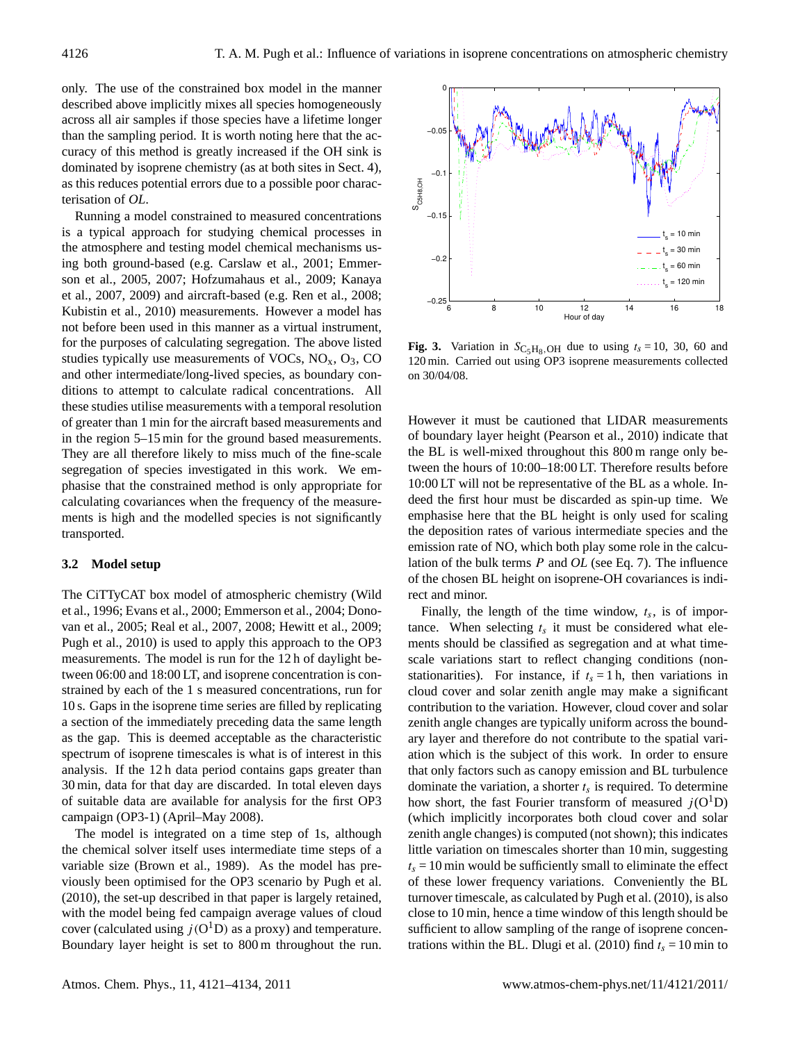only. The use of the constrained box model in the manner described above implicitly mixes all species homogeneously across all air samples if those species have a lifetime longer than the sampling period. It is worth noting here that the accuracy of this method is greatly increased if the OH sink is dominated by isoprene chemistry (as at both sites in Sect. 4), as this reduces potential errors due to a possible poor characterisation of *OL*.

Running a model constrained to measured concentrations is a typical approach for studying chemical processes in the atmosphere and testing model chemical mechanisms using both ground-based (e.g. Carslaw et al., 2001; Emmerson et al., 2005, 2007; Hofzumahaus et al., 2009; Kanaya et al., 2007, 2009) and aircraft-based (e.g. Ren et al., 2008; Kubistin et al., 2010) measurements. However a model has not before been used in this manner as a virtual instrument, for the purposes of calculating segregation. The above listed studies typically use measurements of VOCs, $NO_x$, $O_3$, CO and other intermediate/long-lived species, as boundary conditions to attempt to calculate radical concentrations. All these studies utilise measurements with a temporal resolution of greater than 1 min for the aircraft based measurements and in the region 5–15 min for the ground based measurements. They are all therefore likely to miss much of the fine-scale segregation of species investigated in this work. We emphasise that the constrained method is only appropriate for calculating covariances when the frequency of the measurements is high and the modelled species is not significantly transported.

### 3.2 Model setup

The CiTTyCAT box model of atmospheric chemistry (Wild et al., 1996; Evans et al., 2000; Emmerson et al., 2004; Donovan et al., 2005; Real et al., 2007, 2008; Hewitt et al., 2009; Pugh et al., 2010) is used to apply this approach to the OP3 measurements. The model is run for the 12 h of daylight between 06:00 and 18:00 LT, and isoprene concentration is constrained by each of the 1 s measured concentrations, run for 10 s. Gaps in the isoprene time series are filled by replicating a section of the immediately preceding data the same length as the gap. This is deemed acceptable as the characteristic spectrum of isoprene timescales is what is of interest in this analysis. If the 12 h data period contains gaps greater than 30 min, data for that day are discarded. In total eleven days of suitable data are available for analysis for the first OP3 campaign (OP3-1) (April–May 2008).

The model is integrated on a time step of 1s, although the chemical solver itself uses intermediate time steps of a variable size (Brown et al., 1989). As the model has previously been optimised for the OP3 scenario by Pugh et al. (2010), the set-up described in that paper is largely retained, with the model being fed campaign average values of cloud cover (calculated using $j(O^1D)$ as a proxy) and temperature. Boundary layer height is set to 800 m throughout the run.

0
−0.05
−0.1
−0.15
−0.2
−0.25
$S_{C5H8,OH}$
6 8 10 12 14 16 18
Hour of day
$t_s$ = 10 min
$t_s$ = 30 min
$t_s$ = 60 min
$t_s$ = 120 min

**Fig. 3.** Variation in $S_{C_5H_8,OH}$ due to using $t_s = 10$, 30, 60 and 120 min. Carried out using OP3 isoprene measurements collected on 30/04/08.

However it must be cautioned that LIDAR measurements of boundary layer height (Pearson et al., 2010) indicate that the BL is well-mixed throughout this 800 m range only between the hours of 10:00–18:00 LT. Therefore results before 10:00 LT will not be representative of the BL as a whole. Indeed the first hour must be discarded as spin-up time. We emphasise here that the BL height is only used for scaling the deposition rates of various intermediate species and the emission rate of NO, which both play some role in the calculation of the bulk terms *P* and *OL* (see Eq. 7). The influence of the chosen BL height on isoprene-OH covariances is indirect and minor.

Finally, the length of the time window, $t_s$, is of importance. When selecting $t_s$ it must be considered what elements should be classified as segregation and at what timescale variations start to reflect changing conditions (non-stationarities). For instance, if $t_s = 1$ h, then variations in cloud cover and solar zenith angle may make a significant contribution to the variation. However, cloud cover and solar zenith angle changes are typically uniform across the boundary layer and therefore do not contribute to the spatial variation which is the subject of this work. In order to ensure that only factors such as canopy emission and BL turbulence dominate the variation, a shorter $t_s$ is required. To determine how short, the fast Fourier transform of measured $j(O^1D)$ (which implicitly incorporates both cloud cover and solar zenith angle changes) is computed (not shown); this indicates little variation on timescales shorter than 10 min, suggesting $t_s = 10$ min would be sufficiently small to eliminate the effect of these lower frequency variations. Conveniently the BL turnover timescale, as calculated by Pugh et al. (2010), is also close to 10 min, hence a time window of this length should be sufficient to allow sampling of the range of isoprene concentrations within the BL. Dlugi et al. (2010) find $t_s = 10$ min to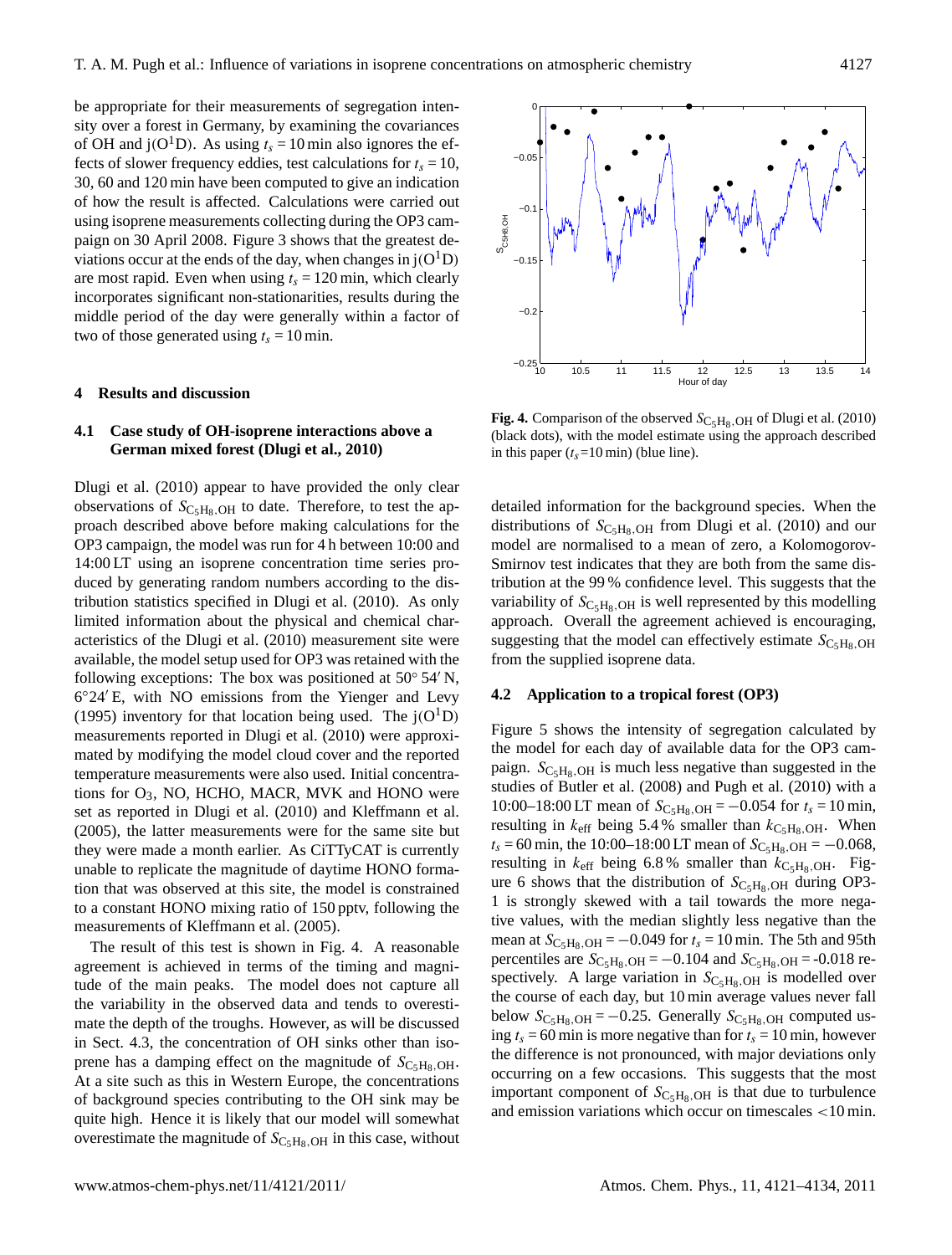be appropriate for their measurements of segregation intensity over a forest in Germany, by examining the covariances of OH and j($O^1D$). As using $t_s = 10$ min also ignores the effects of slower frequency eddies, test calculations for $t_s = 10$, 30, 60 and 120 min have been computed to give an indication of how the result is affected. Calculations were carried out using isoprene measurements collecting during the OP3 campaign on 30 April 2008. Figure 3 shows that the greatest deviations occur at the ends of the day, when changes in j($O^1D$) are most rapid. Even when using $t_s = 120$ min, which clearly incorporates significant non-stationarities, results during the middle period of the day were generally within a factor of two of those generated using $t_s = 10$ min.

## 4 Results and discussion

### 4.1 Case study of OH-isoprene interactions above a German mixed forest (Dlugi et al., 2010)

Dlugi et al. (2010) appear to have provided the only clear observations of $S_{C_5H_8,OH}$ to date. Therefore, to test the approach described above before making calculations for the OP3 campaign, the model was run for 4 h between 10:00 and 14:00 LT using an isoprene concentration time series produced by generating random numbers according to the distribution statistics specified in Dlugi et al. (2010). As only limited information about the physical and chemical characteristics of the Dlugi et al. (2010) measurement site were available, the model setup used for OP3 was retained with the following exceptions: The box was positioned at 50° 54′ N, 6°24′ E, with NO emissions from the Yienger and Levy (1995) inventory for that location being used. The j($O^1D$) measurements reported in Dlugi et al. (2010) were approximated by modifying the model cloud cover and the reported temperature measurements were also used. Initial concentrations for $O_3$, NO, HCHO, MACR, MVK and HONO were set as reported in Dlugi et al. (2010) and Kleffmann et al. (2005), the latter measurements were for the same site but they were made a month earlier. As CiTTyCAT is currently unable to replicate the magnitude of daytime HONO formation that was observed at this site, the model is constrained to a constant HONO mixing ratio of 150 pptv, following the measurements of Kleffmann et al. (2005).

The result of this test is shown in Fig. 4. A reasonable agreement is achieved in terms of the timing and magnitude of the main peaks. The model does not capture all the variability in the observed data and tends to overestimate the depth of the troughs. However, as will be discussed in Sect. 4.3, the concentration of OH sinks other than isoprene has a damping effect on the magnitude of $S_{C_5H_8,OH}$. At a site such as this in Western Europe, the concentrations of background species contributing to the OH sink may be quite high. Hence it is likely that our model will somewhat overestimate the magnitude of $S_{C_5H_8,OH}$ in this case, without detailed information for the background species. When the distributions of $S_{C_5H_8,OH}$ from Dlugi et al. (2010) and our model are normalised to a mean of zero, a Kolomogorov-Smirnov test indicates that they are both from the same distribution at the 99 % confidence level. This suggests that the variability of $S_{C_5H_8,OH}$ is well represented by this modelling approach. Overall the agreement achieved is encouraging, suggesting that the model can effectively estimate $S_{C_5H_8,OH}$ from the supplied isoprene data.

0
−0.05
−0.1
−0.15
−0.2
−0.25
$S_{C5H8,OH}$
10 10.5 11 11.5 12 12.5 13 13.5 14
Hour of day

**Fig. 4.** Comparison of the observed $S_{C_5H_8,OH}$ of Dlugi et al. (2010) (black dots), with the model estimate using the approach described in this paper ($t_s$=10 min) (blue line).

### 4.2 Application to a tropical forest (OP3)

Figure 5 shows the intensity of segregation calculated by the model for each day of available data for the OP3 campaign. $S_{C_5H_8,OH}$ is much less negative than suggested in the studies of Butler et al. (2008) and Pugh et al. (2010) with a 10:00–18:00 LT mean of $S_{C_5H_8,OH} = -0.054$ for $t_s = 10$ min, resulting in $k_{\rm eff}$ being 5.4 % smaller than $k_{C_5H_8,OH}$. When $t_s = 60$ min, the 10:00–18:00 LT mean of $S_{C_5H_8,OH} = -0.068$, resulting in $k_{\rm eff}$ being 6.8 % smaller than $k_{C_5H_8,OH}$. Figure 6 shows that the distribution of $S_{C_5H_8,OH}$ during OP3-1 is strongly skewed with a tail towards the more negative values, with the median slightly less negative than the mean at $S_{C_5H_8,OH} = -0.049$ for $t_s = 10$ min. The 5th and 95th percentiles are $S_{C_5H_8,OH} = -0.104$ and $S_{C_5H_8,OH} = -0.018$ respectively. A large variation in $S_{C_5H_8,OH}$ is modelled over the course of each day, but 10 min average values never fall below $S_{C_5H_8,OH} = -0.25$. Generally $S_{C_5H_8,OH}$ computed using $t_s = 60$ min is more negative than for $t_s = 10$ min, however the difference is not pronounced, with major deviations only occurring on a few occasions. This suggests that the most important component of $S_{C_5H_8,OH}$ is that due to turbulence and emission variations which occur on timescales <10 min.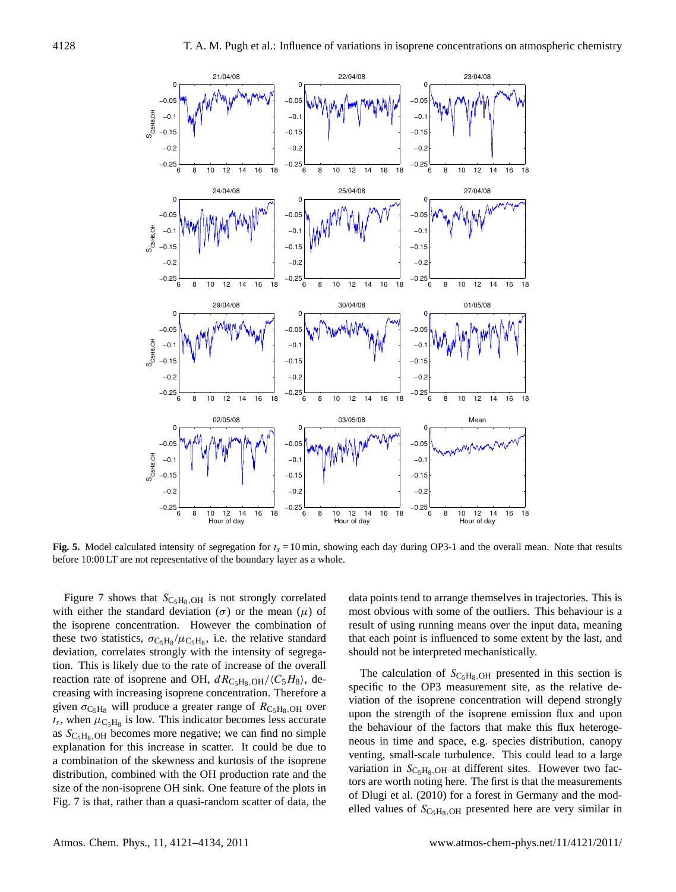21/04/08

22/04/08

23/04/08

24/04/08

25/04/08

27/04/08

29/04/08

30/04/08

01/05/08

02/05/08

03/05/08

Mean

$S_{C5H8,OH}$

0
−0.05
−0.1
−0.15
−0.2
−0.25

6 8 10 12 14 16 18

Hour of day

**Fig. 5.** Model calculated intensity of segregation for $t_s = 10$ min, showing each day during OP3-1 and the overall mean. Note that results before 10:00 LT are not representative of the boundary layer as a whole.

Figure 7 shows that $S_{C_5H_8,OH}$ is not strongly correlated with either the standard deviation ($\sigma$) or the mean ($\mu$) of the isoprene concentration. However the combination of these two statistics, $\sigma_{C_5H_8}/\mu_{C_5H_8}$, i.e. the relative standard deviation, correlates strongly with the intensity of segregation. This is likely due to the rate of increase of the overall reaction rate of isoprene and OH, $dR_{C_5H_8,OH}/\langle C_5H_8 \rangle$, decreasing with increasing isoprene concentration. Therefore a given $\sigma_{C_5H_8}$ will produce a greater range of $R_{C_5H_8,OH}$ over $t_s$, when $\mu_{C_5H_8}$ is low. This indicator becomes less accurate as $S_{C_5H_8,OH}$ becomes more negative; we can find no simple explanation for this increase in scatter. It could be due to a combination of the skewness and kurtosis of the isoprene distribution, combined with the OH production rate and the size of the non-isoprene OH sink. One feature of the plots in Fig. 7 is that, rather than a quasi-random scatter of data, the data points tend to arrange themselves in trajectories. This is most obvious with some of the outliers. This behaviour is a result of using running means over the input data, meaning that each point is influenced to some extent by the last, and should not be interpreted mechanistically.

The calculation of $S_{C_5H_8,OH}$ presented in this section is specific to the OP3 measurement site, as the relative deviation of the isoprene concentration will depend strongly upon the strength of the isoprene emission flux and upon the behaviour of the factors that make this flux heterogeneous in time and space, e.g. species distribution, canopy venting, small-scale turbulence. This could lead to a large variation in $S_{C_5H_8,OH}$ at different sites. However two factors are worth noting here. The first is that the measurements of Dlugi et al. (2010) for a forest in Germany and the modelled values of $S_{C_5H_8,OH}$ presented here are very similar in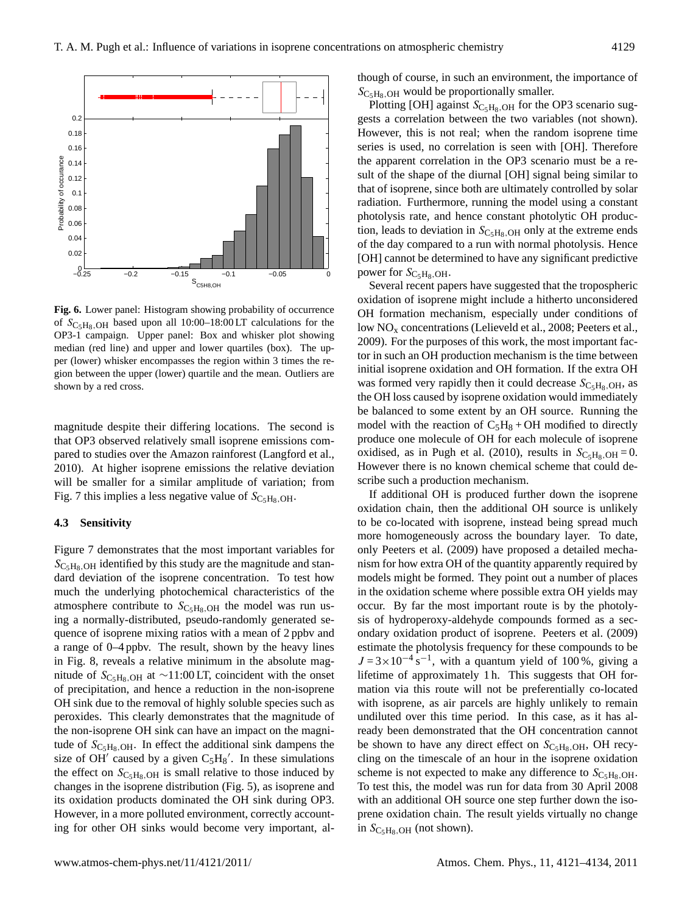**Fig. 6.** Lower panel: Histogram showing probability of occurrence of $S_{C_5H_8,OH}$ based upon all 10:00–18:00 LT calculations for the OP3-1 campaign. Upper panel: Box and whisker plot showing median (red line) and upper and lower quartiles (box). The upper (lower) whisker encompasses the region within 3 times the region between the upper (lower) quartile and the mean. Outliers are shown by a red cross.

magnitude despite their differing locations. The second is that OP3 observed relatively small isoprene emissions compared to studies over the Amazon rainforest (Langford et al., 2010). At higher isoprene emissions the relative deviation will be smaller for a similar amplitude of variation; from Fig. 7 this implies a less negative value of $S_{C_5H_8,OH}$.

### 4.3 Sensitivity

Figure 7 demonstrates that the most important variables for $S_{C_5H_8,OH}$ identified by this study are the magnitude and standard deviation of the isoprene concentration. To test how much the underlying photochemical characteristics of the atmosphere contribute to $S_{C_5H_8,OH}$ the model was run using a normally-distributed, pseudo-randomly generated sequence of isoprene mixing ratios with a mean of 2 ppbv and a range of 0–4 ppbv. The result, shown by the heavy lines in Fig. 8, reveals a relative minimum in the absolute magnitude of $S_{C_5H_8,OH}$ at ∼11:00 LT, coincident with the onset of precipitation, and hence a reduction in the non-isoprene OH sink due to the removal of highly soluble species such as peroxides. This clearly demonstrates that the magnitude of the non-isoprene OH sink can have an impact on the magnitude of $S_{C_5H_8,OH}$. In effect the additional sink dampens the size of $OH'$ caused by a given $C_5H_8'$. In these simulations the effect on $S_{C_5H_8,OH}$ is small relative to those induced by changes in the isoprene distribution (Fig. 5), as isoprene and its oxidation products dominated the OH sink during OP3. However, in a more polluted environment, correctly accounting for other OH sinks would become very important, although of course, in such an environment, the importance of $S_{C_5H_8,OH}$ would be proportionally smaller.

Plotting [OH] against $S_{C_5H_8,OH}$ for the OP3 scenario suggests a correlation between the two variables (not shown). However, this is not real; when the random isoprene time series is used, no correlation is seen with [OH]. Therefore the apparent correlation in the OP3 scenario must be a result of the shape of the diurnal [OH] signal being similar to that of isoprene, since both are ultimately controlled by solar radiation. Furthermore, running the model using a constant photolysis rate, and hence constant photolytic OH production, leads to deviation in $S_{C_5H_8,OH}$ only at the extreme ends of the day compared to a run with normal photolysis. Hence [OH] cannot be determined to have any significant predictive power for $S_{C_5H_8,OH}$.

Several recent papers have suggested that the tropospheric oxidation of isoprene might include a hitherto unconsidered OH formation mechanism, especially under conditions of low $NO_x$ concentrations (Lelieveld et al., 2008; Peeters et al., 2009). For the purposes of this work, the most important factor in such an OH production mechanism is the time between initial isoprene oxidation and OH formation. If the extra OH was formed very rapidly then it could decrease $S_{C_5H_8,OH}$, as the OH loss caused by isoprene oxidation would immediately be balanced to some extent by an OH source. Running the model with the reaction of $C_5H_8 + OH$ modified to directly produce one molecule of OH for each molecule of isoprene oxidised, as in Pugh et al. (2010), results in $S_{C_5H_8,OH} = 0$. However there is no known chemical scheme that could describe such a production mechanism.

If additional OH is produced further down the isoprene oxidation chain, then the additional OH source is unlikely to be co-located with isoprene, instead being spread much more homogeneously across the boundary layer. To date, only Peeters et al. (2009) have proposed a detailed mechanism for how extra OH of the quantity apparently required by models might be formed. They point out a number of places in the oxidation scheme where possible extra OH yields may occur. By far the most important route is by the photolysis of hydroperoxy-aldehyde compounds formed as a secondary oxidation product of isoprene. Peeters et al. (2009) estimate the photolysis frequency for these compounds to be $J = 3\times10^{-4}\,s^{-1}$, with a quantum yield of 100 %, giving a lifetime of approximately 1 h. This suggests that OH formation via this route will not be preferentially co-located with isoprene, as air parcels are highly unlikely to remain undiluted over this time period. In this case, as it has already been demonstrated that the OH concentration cannot be shown to have any direct effect on $S_{C_5H_8,OH}$, OH recycling on the timescale of an hour in the isoprene oxidation scheme is not expected to make any difference to $S_{C_5H_8,OH}$. To test this, the model was run for data from 30 April 2008 with an additional OH source one step further down the isoprene oxidation chain. The result yields virtually no change in $S_{C_5H_8,OH}$ (not shown).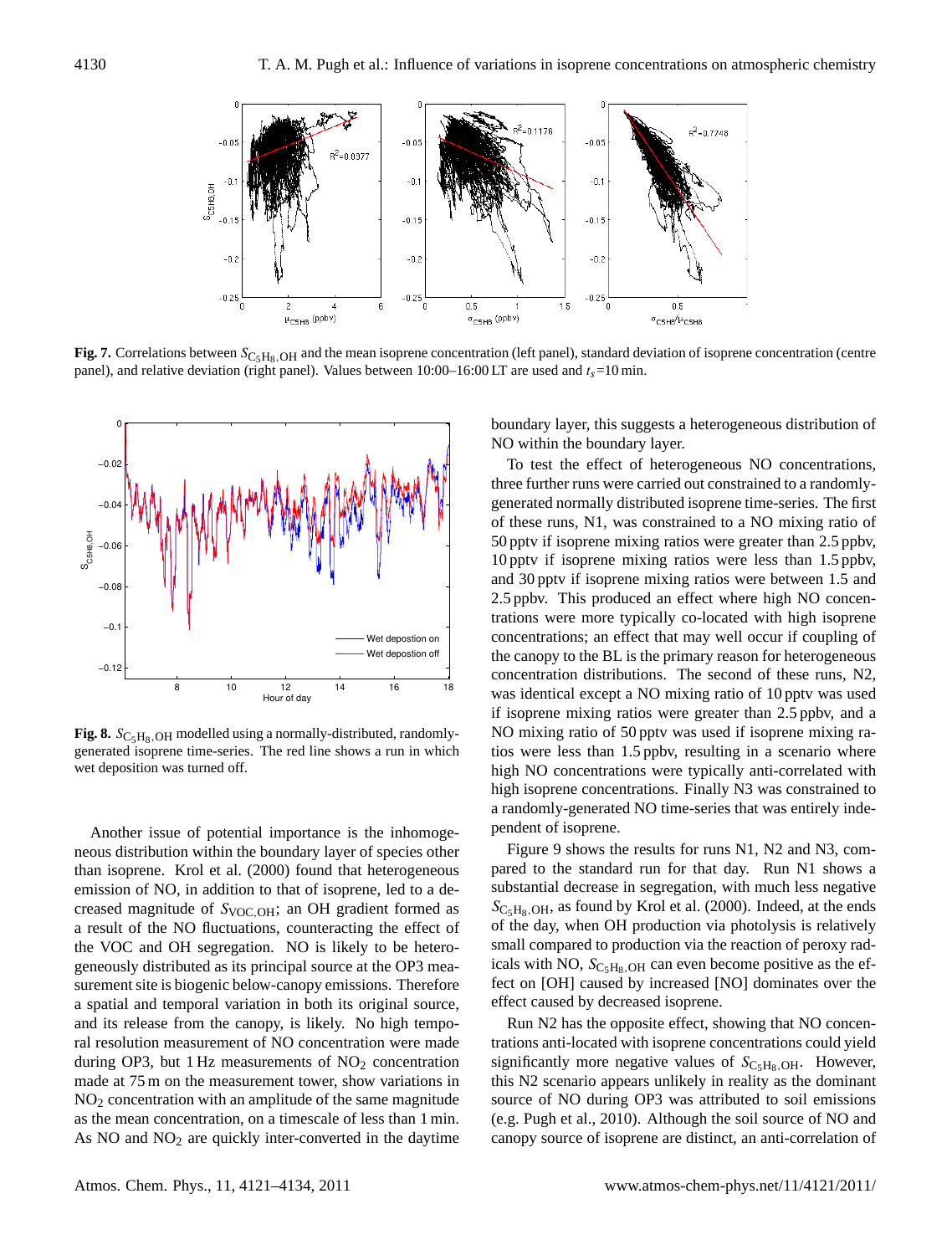0

-0.05

-0.1

-0.15

-0.2

-0.25

$S_{C5H8,OH}$

0 2 4 6

$\mu_{C5H8}$ (ppbv)

$R^2$=0.0377

0

-0.05

-0.1

-0.15

-0.2

-0.25

0 0.5 1 1.5

$\sigma_{C5H8}$ (ppbv)

$R^2$=0.1176

0

-0.05

-0.1

-0.15

-0.2

-0.25

0 0.5

$\sigma_{C5H8}/\mu_{C5H8}$

$R^2$=0.7748

**Fig. 7.** Correlations between $S_{C_5H_8,OH}$ and the mean isoprene concentration (left panel), standard deviation of isoprene concentration (centre panel), and relative deviation (right panel). Values between 10:00–16:00 LT are used and $t_s$=10 min.

0

−0.02

−0.04

−0.06

−0.08

−0.1

−0.12

$S_{C5H8,OH}$

8 10 12 14 16 18

Hour of day

Wet depostion on

Wet depostion off

**Fig. 8.** $S_{C_5H_8,OH}$ modelled using a normally-distributed, randomly-generated isoprene time-series. The red line shows a run in which wet deposition was turned off.

Another issue of potential importance is the inhomogeneous distribution within the boundary layer of species other than isoprene. Krol et al. (2000) found that heterogeneous emission of NO, in addition to that of isoprene, led to a decreased magnitude of $S_{VOC,OH}$; an OH gradient formed as a result of the NO fluctuations, counteracting the effect of the VOC and OH segregation. NO is likely to be heterogeneously distributed as its principal source at the OP3 measurement site is biogenic below-canopy emissions. Therefore a spatial and temporal variation in both its original source, and its release from the canopy, is likely. No high temporal resolution measurement of NO concentration were made during OP3, but 1 Hz measurements of $NO_2$ concentration made at 75 m on the measurement tower, show variations in $NO_2$ concentration with an amplitude of the same magnitude as the mean concentration, on a timescale of less than 1 min. As NO and $NO_2$ are quickly inter-converted in the daytime boundary layer, this suggests a heterogeneous distribution of NO within the boundary layer.

To test the effect of heterogeneous NO concentrations, three further runs were carried out constrained to a randomly-generated normally distributed isoprene time-series. The first of these runs, N1, was constrained to a NO mixing ratio of 50 pptv if isoprene mixing ratios were greater than 2.5 ppbv, 10 pptv if isoprene mixing ratios were less than 1.5 ppbv, and 30 pptv if isoprene mixing ratios were between 1.5 and 2.5 ppbv. This produced an effect where high NO concentrations were more typically co-located with high isoprene concentrations; an effect that may well occur if coupling of the canopy to the BL is the primary reason for heterogeneous concentration distributions. The second of these runs, N2, was identical except a NO mixing ratio of 10 pptv was used if isoprene mixing ratios were greater than 2.5 ppbv, and a NO mixing ratio of 50 pptv was used if isoprene mixing ratios were less than 1.5 ppbv, resulting in a scenario where high NO concentrations were typically anti-correlated with high isoprene concentrations. Finally N3 was constrained to a randomly-generated NO time-series that was entirely independent of isoprene.

Figure 9 shows the results for runs N1, N2 and N3, compared to the standard run for that day. Run N1 shows a substantial decrease in segregation, with much less negative $S_{C_5H_8,OH}$, as found by Krol et al. (2000). Indeed, at the ends of the day, when OH production via photolysis is relatively small compared to production via the reaction of peroxy radicals with NO, $S_{C_5H_8,OH}$ can even become positive as the effect on [OH] caused by increased [NO] dominates over the effect caused by decreased isoprene.

Run N2 has the opposite effect, showing that NO concentrations anti-located with isoprene concentrations could yield significantly more negative values of $S_{C_5H_8,OH}$. However, this N2 scenario appears unlikely in reality as the dominant source of NO during OP3 was attributed to soil emissions (e.g. Pugh et al., 2010). Although the soil source of NO and canopy source of isoprene are distinct, an anti-correlation of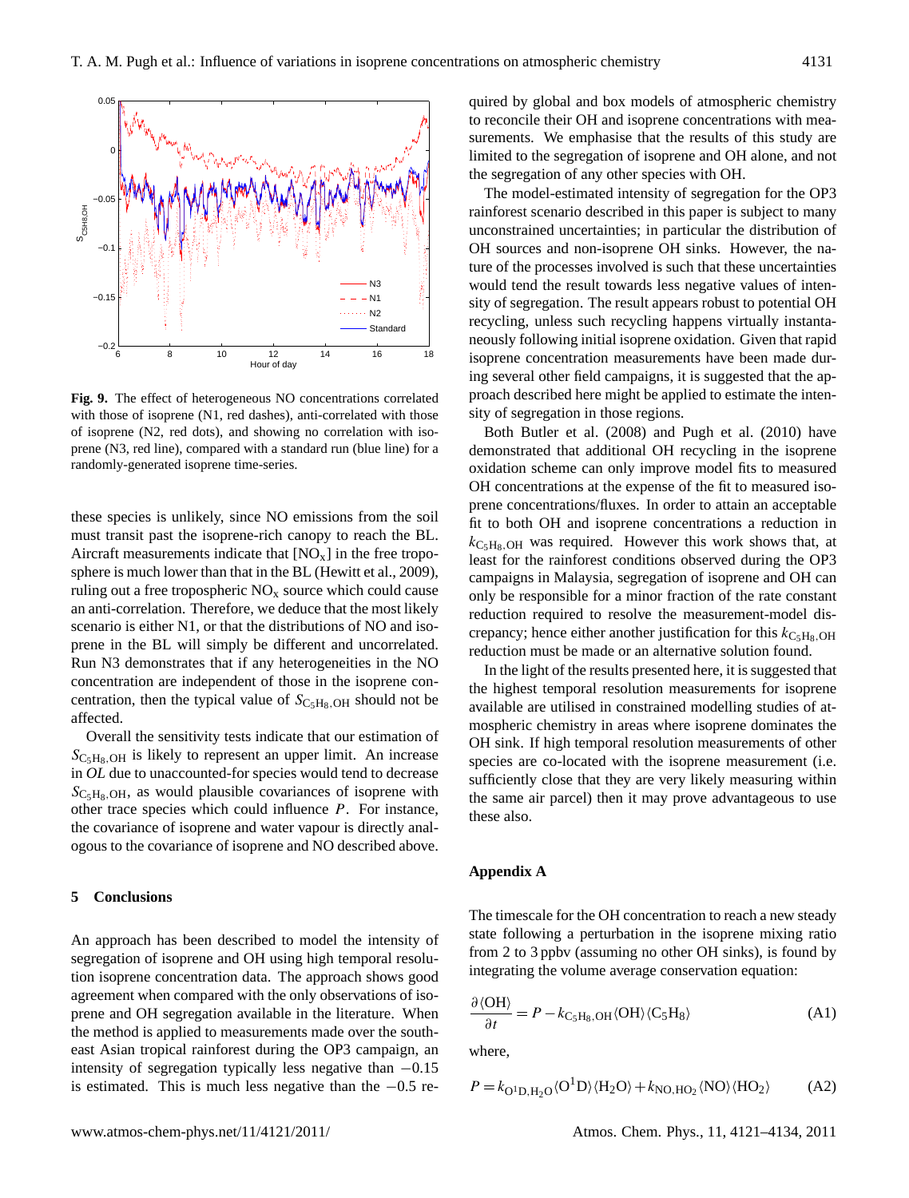**Fig. 9.** The effect of heterogeneous NO concentrations correlated with those of isoprene (N1, red dashes), anti-correlated with those of isoprene (N2, red dots), and showing no correlation with isoprene (N3, red line), compared with a standard run (blue line) for a randomly-generated isoprene time-series.

these species is unlikely, since NO emissions from the soil must transit past the isoprene-rich canopy to reach the BL. Aircraft measurements indicate that $[NO_x]$ in the free troposphere is much lower than that in the BL (Hewitt et al., 2009), ruling out a free tropospheric $NO_x$ source which could cause an anti-correlation. Therefore, we deduce that the most likely scenario is either N1, or that the distributions of NO and isoprene in the BL will simply be different and uncorrelated. Run N3 demonstrates that if any heterogeneities in the NO concentration are independent of those in the isoprene concentration, then the typical value of $S_{C_5H_8,OH}$ should not be affected.

Overall the sensitivity tests indicate that our estimation of $S_{C_5H_8,OH}$ is likely to represent an upper limit. An increase in *OL* due to unaccounted-for species would tend to decrease $S_{C_5H_8,OH}$, as would plausible covariances of isoprene with other trace species which could influence $P$. For instance, the covariance of isoprene and water vapour is directly analogous to the covariance of isoprene and NO described above.

## 5 Conclusions

An approach has been described to model the intensity of segregation of isoprene and OH using high temporal resolution isoprene concentration data. The approach shows good agreement when compared with the only observations of isoprene and OH segregation available in the literature. When the method is applied to measurements made over the south-east Asian tropical rainforest during the OP3 campaign, an intensity of segregation typically less negative than $-0.15$ is estimated. This is much less negative than the $-0.5$ required by global and box models of atmospheric chemistry to reconcile their OH and isoprene concentrations with measurements. We emphasise that the results of this study are limited to the segregation of isoprene and OH alone, and not the segregation of any other species with OH.

The model-estimated intensity of segregation for the OP3 rainforest scenario described in this paper is subject to many unconstrained uncertainties; in particular the distribution of OH sources and non-isoprene OH sinks. However, the nature of the processes involved is such that these uncertainties would tend the result towards less negative values of intensity of segregation. The result appears robust to potential OH recycling, unless such recycling happens virtually instantaneously following initial isoprene oxidation. Given that rapid isoprene concentration measurements have been made during several other field campaigns, it is suggested that the approach described here might be applied to estimate the intensity of segregation in those regions.

Both Butler et al. (2008) and Pugh et al. (2010) have demonstrated that additional OH recycling in the isoprene oxidation scheme can only improve model fits to measured OH concentrations at the expense of the fit to measured isoprene concentrations/fluxes. In order to attain an acceptable fit to both OH and isoprene concentrations a reduction in $k_{C_5H_8,OH}$ was required. However this work shows that, at least for the rainforest conditions observed during the OP3 campaigns in Malaysia, segregation of isoprene and OH can only be responsible for a minor fraction of the rate constant reduction required to resolve the measurement-model discrepancy; hence either another justification for this $k_{C_5H_8,OH}$ reduction must be made or an alternative solution found.

In the light of the results presented here, it is suggested that the highest temporal resolution measurements for isoprene available are utilised in constrained modelling studies of atmospheric chemistry in areas where isoprene dominates the OH sink. If high temporal resolution measurements of other species are co-located with the isoprene measurement (i.e. sufficiently close that they are very likely measuring within the same air parcel) then it may prove advantageous to use these also.

## Appendix A

The timescale for the OH concentration to reach a new steady state following a perturbation in the isoprene mixing ratio from 2 to 3 ppbv (assuming no other OH sinks), is found by integrating the volume average conservation equation:

$$\frac{\partial \langle \mathrm{OH} \rangle}{\partial t} = P - k_{C_5H_8,OH} \langle \mathrm{OH} \rangle \langle C_5H_8 \rangle \tag{A1}$$

where,

$$P = k_{O^1D,H_2O} \langle O^1D \rangle \langle H_2O \rangle + k_{NO,HO_2} \langle NO \rangle \langle HO_2 \rangle \tag{A2}$$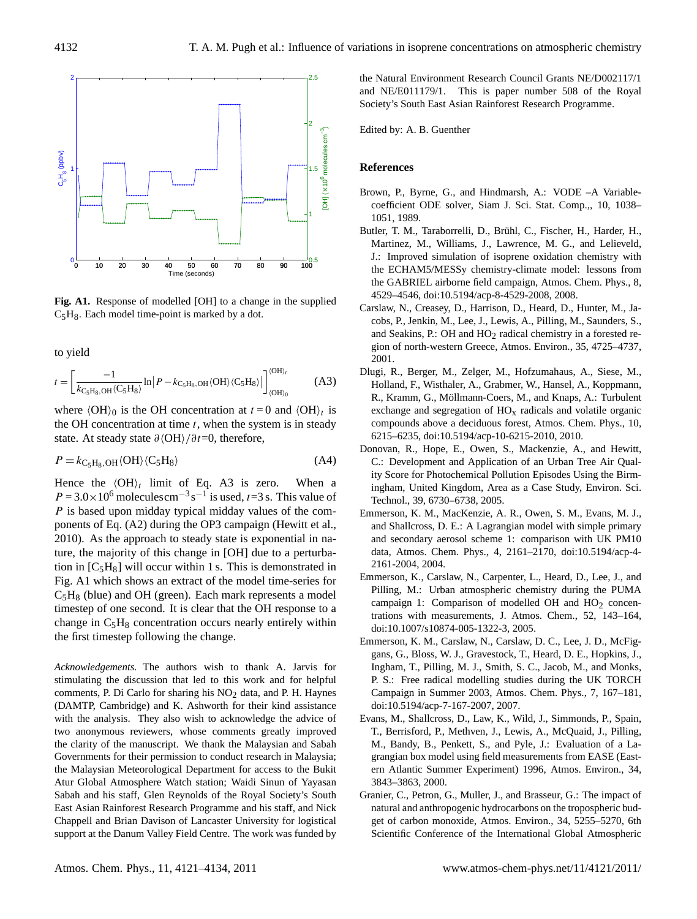2

1

0

0 10 20 30 40 50 60 70 80 90 100

Time (seconds)

$C_5H_8$ (ppbv)

2.5

2

1.5

1

0.5

[OH] ($\times 10^6$ molecules cm$^{-3}$)

**Fig. A1.** Response of modelled [OH] to a change in the supplied $C_5H_8$. Each model time-point is marked by a dot.

to yield

$$t = \left[ \frac{-1}{k_{C_5H_8,OH} \langle C_5H_8 \rangle} \ln \left| P - k_{C_5H_8,OH} \langle OH \rangle \langle C_5H_8 \rangle \right| \right]_{\langle OH \rangle_0}^{\langle OH \rangle_t} \quad (A3)$$

where $\langle OH \rangle_0$ is the OH concentration at $t = 0$ and $\langle OH \rangle_t$ is the OH concentration at time $t$, when the system is in steady state. At steady state $\partial \langle OH \rangle / \partial t$=0, therefore,

$$P = k_{C_5H_8,OH} \langle OH \rangle \langle C_5H_8 \rangle \quad (A4)$$

Hence the $\langle OH \rangle_t$ limit of Eq. A3 is zero. When a $P = 3.0 \times 10^6$ molecules cm$^{-3}$ s$^{-1}$ is used, $t$=3 s. This value of $P$ is based upon midday typical midday values of the components of Eq. (A2) during the OP3 campaign (Hewitt et al., 2010). As the approach to steady state is exponential in nature, the majority of this change in [OH] due to a perturbation in $[C_5H_8]$ will occur within 1 s. This is demonstrated in Fig. A1 which shows an extract of the model time-series for $C_5H_8$ (blue) and OH (green). Each mark represents a model timestep of one second. It is clear that the OH response to a change in $C_5H_8$ concentration occurs nearly entirely within the first timestep following the change.

*Acknowledgements.* The authors wish to thank A. Jarvis for stimulating the discussion that led to this work and for helpful comments, P. Di Carlo for sharing his $NO_2$ data, and P. H. Haynes (DAMTP, Cambridge) and K. Ashworth for their kind assistance with the analysis. They also wish to acknowledge the advice of two anonymous reviewers, whose comments greatly improved the clarity of the manuscript. We thank the Malaysian and Sabah Governments for their permission to conduct research in Malaysia; the Malaysian Meteorological Department for access to the Bukit Atur Global Atmosphere Watch station; Waidi Sinun of Yayasan Sabah and his staff, Glen Reynolds of the Royal Society's South East Asian Rainforest Research Programme and his staff, and Nick Chappell and Brian Davison of Lancaster University for logistical support at the Danum Valley Field Centre. The work was funded by the Natural Environment Research Council Grants NE/D002117/1 and NE/E011179/1. This is paper number 508 of the Royal Society's South East Asian Rainforest Research Programme.

Edited by: A. B. Guenther

## References

Brown, P., Byrne, G., and Hindmarsh, A.: VODE –A Variable-coefficient ODE solver, Siam J. Sci. Stat. Comp.,, 10, 1038–1051, 1989.

Butler, T. M., Taraborrelli, D., Brühl, C., Fischer, H., Harder, H., Martinez, M., Williams, J., Lawrence, M. G., and Lelieveld, J.: Improved simulation of isoprene oxidation chemistry with the ECHAM5/MESSy chemistry-climate model: lessons from the GABRIEL airborne field campaign, Atmos. Chem. Phys., 8, 4529–4546, doi:10.5194/acp-8-4529-2008, 2008.

Carslaw, N., Creasey, D., Harrison, D., Heard, D., Hunter, M., Jacobs, P., Jenkin, M., Lee, J., Lewis, A., Pilling, M., Saunders, S., and Seakins, P.: OH and $HO_2$ radical chemistry in a forested region of north-western Greece, Atmos. Environ., 35, 4725–4737, 2001.

Dlugi, R., Berger, M., Zelger, M., Hofzumahaus, A., Siese, M., Holland, F., Wisthaler, A., Grabmer, W., Hansel, A., Koppmann, R., Kramm, G., Möllmann-Coers, M., and Knaps, A.: Turbulent exchange and segregation of $HO_x$ radicals and volatile organic compounds above a deciduous forest, Atmos. Chem. Phys., 10, 6215–6235, doi:10.5194/acp-10-6215-2010, 2010.

Donovan, R., Hope, E., Owen, S., Mackenzie, A., and Hewitt, C.: Development and Application of an Urban Tree Air Quality Score for Photochemical Pollution Episodes Using the Birmingham, United Kingdom, Area as a Case Study, Environ. Sci. Technol., 39, 6730–6738, 2005.

Emmerson, K. M., MacKenzie, A. R., Owen, S. M., Evans, M. J., and Shallcross, D. E.: A Lagrangian model with simple primary and secondary aerosol scheme 1: comparison with UK PM10 data, Atmos. Chem. Phys., 4, 2161–2170, doi:10.5194/acp-4-2161-2004, 2004.

Emmerson, K., Carslaw, N., Carpenter, L., Heard, D., Lee, J., and Pilling, M.: Urban atmospheric chemistry during the PUMA campaign 1: Comparison of modelled OH and $HO_2$ concentrations with measurements, J. Atmos. Chem., 52, 143–164, doi:10.1007/s10874-005-1322-3, 2005.

Emmerson, K. M., Carslaw, N., Carslaw, D. C., Lee, J. D., McFiggans, G., Bloss, W. J., Gravestock, T., Heard, D. E., Hopkins, J., Ingham, T., Pilling, M. J., Smith, S. C., Jacob, M., and Monks, P. S.: Free radical modelling studies during the UK TORCH Campaign in Summer 2003, Atmos. Chem. Phys., 7, 167–181, doi:10.5194/acp-7-167-2007, 2007.

Evans, M., Shallcross, D., Law, K., Wild, J., Simmonds, P., Spain, T., Berrisford, P., Methven, J., Lewis, A., McQuaid, J., Pilling, M., Bandy, B., Penkett, S., and Pyle, J.: Evaluation of a Lagrangian box model using field measurements from EASE (Eastern Atlantic Summer Experiment) 1996, Atmos. Environ., 34, 3843–3863, 2000.

Granier, C., Petron, G., Muller, J., and Brasseur, G.: The impact of natural and anthropogenic hydrocarbons on the tropospheric budget of carbon monoxide, Atmos. Environ., 34, 5255–5270, 6th Scientific Conference of the International Global Atmospheric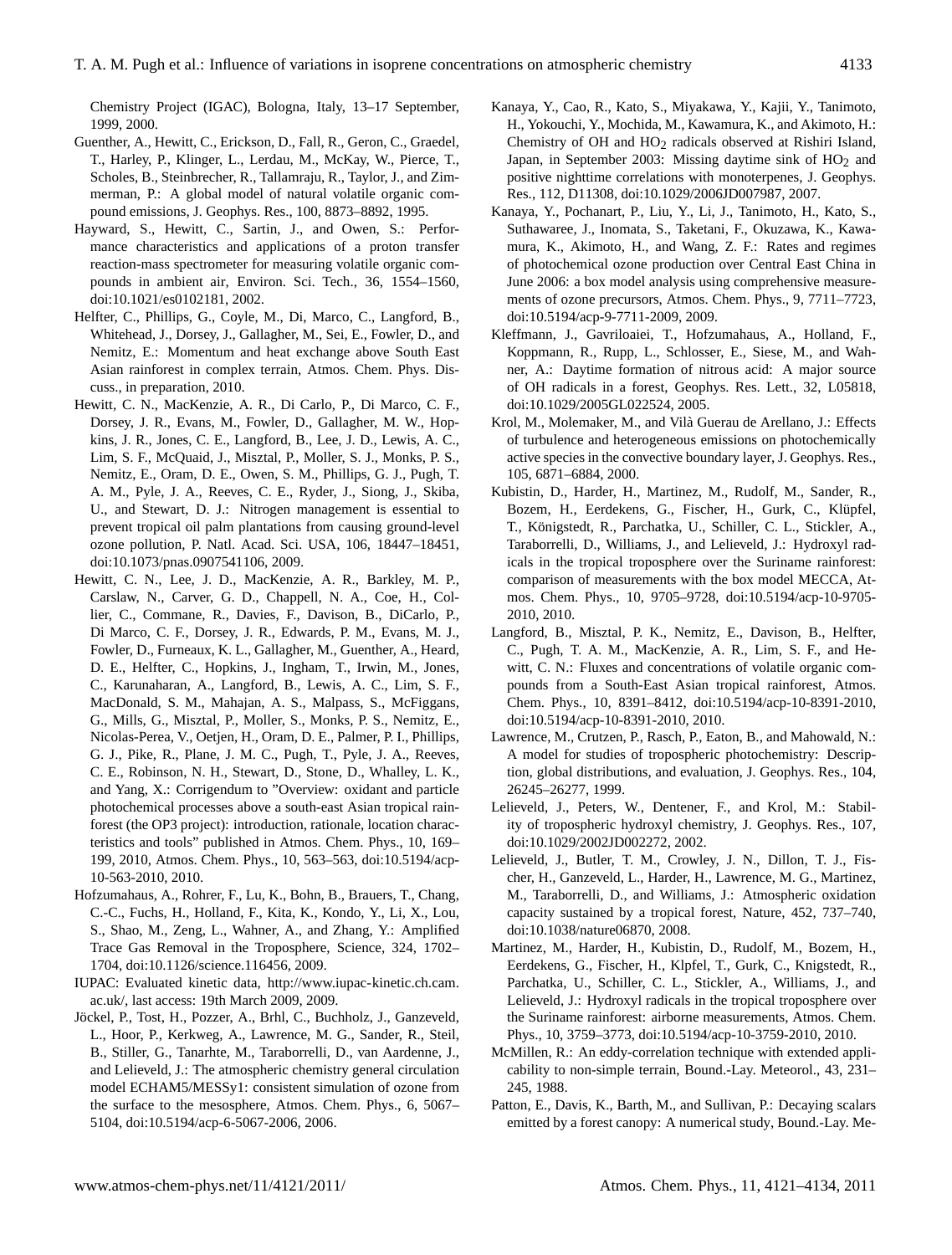Chemistry Project (IGAC), Bologna, Italy, 13–17 September, 1999, 2000.

Guenther, A., Hewitt, C., Erickson, D., Fall, R., Geron, C., Graedel, T., Harley, P., Klinger, L., Lerdau, M., McKay, W., Pierce, T., Scholes, B., Steinbrecher, R., Tallamraju, R., Taylor, J., and Zimmerman, P.: A global model of natural volatile organic compound emissions, J. Geophys. Res., 100, 8873–8892, 1995.

Hayward, S., Hewitt, C., Sartin, J., and Owen, S.: Performance characteristics and applications of a proton transfer reaction-mass spectrometer for measuring volatile organic compounds in ambient air, Environ. Sci. Tech., 36, 1554–1560, doi:10.1021/es0102181, 2002.

Helfter, C., Phillips, G., Coyle, M., Di, Marco, C., Langford, B., Whitehead, J., Dorsey, J., Gallagher, M., Sei, E., Fowler, D., and Nemitz, E.: Momentum and heat exchange above South East Asian rainforest in complex terrain, Atmos. Chem. Phys. Discuss., in preparation, 2010.

Hewitt, C. N., MacKenzie, A. R., Di Carlo, P., Di Marco, C. F., Dorsey, J. R., Evans, M., Fowler, D., Gallagher, M. W., Hopkins, J. R., Jones, C. E., Langford, B., Lee, J. D., Lewis, A. C., Lim, S. F., McQuaid, J., Misztal, P., Moller, S. J., Monks, P. S., Nemitz, E., Oram, D. E., Owen, S. M., Phillips, G. J., Pugh, T. A. M., Pyle, J. A., Reeves, C. E., Ryder, J., Siong, J., Skiba, U., and Stewart, D. J.: Nitrogen management is essential to prevent tropical oil palm plantations from causing ground-level ozone pollution, P. Natl. Acad. Sci. USA, 106, 18447–18451, doi:10.1073/pnas.0907541106, 2009.

Hewitt, C. N., Lee, J. D., MacKenzie, A. R., Barkley, M. P., Carslaw, N., Carver, G. D., Chappell, N. A., Coe, H., Collier, C., Commane, R., Davies, F., Davison, B., DiCarlo, P., Di Marco, C. F., Dorsey, J. R., Edwards, P. M., Evans, M. J., Fowler, D., Furneaux, K. L., Gallagher, M., Guenther, A., Heard, D. E., Helfter, C., Hopkins, J., Ingham, T., Irwin, M., Jones, C., Karunaharan, A., Langford, B., Lewis, A. C., Lim, S. F., MacDonald, S. M., Mahajan, A. S., Malpass, S., McFiggans, G., Mills, G., Misztal, P., Moller, S., Monks, P. S., Nemitz, E., Nicolas-Perea, V., Oetjen, H., Oram, D. E., Palmer, P. I., Phillips, G. J., Pike, R., Plane, J. M. C., Pugh, T., Pyle, J. A., Reeves, C. E., Robinson, N. H., Stewart, D., Stone, D., Whalley, L. K., and Yang, X.: Corrigendum to "Overview: oxidant and particle photochemical processes above a south-east Asian tropical rainforest (the OP3 project): introduction, rationale, location characteristics and tools" published in Atmos. Chem. Phys., 10, 169–199, 2010, Atmos. Chem. Phys., 10, 563–563, doi:10.5194/acp-10-563-2010, 2010.

Hofzumahaus, A., Rohrer, F., Lu, K., Bohn, B., Brauers, T., Chang, C.-C., Fuchs, H., Holland, F., Kita, K., Kondo, Y., Li, X., Lou, S., Shao, M., Zeng, L., Wahner, A., and Zhang, Y.: Amplified Trace Gas Removal in the Troposphere, Science, 324, 1702–1704, doi:10.1126/science.116456, 2009.

IUPAC: Evaluated kinetic data, http://www.iupac-kinetic.ch.cam.ac.uk/, last access: 19th March 2009, 2009.

Jöckel, P., Tost, H., Pozzer, A., Brhl, C., Buchholz, J., Ganzeveld, L., Hoor, P., Kerkweg, A., Lawrence, M. G., Sander, R., Steil, B., Stiller, G., Tanarhte, M., Taraborrelli, D., van Aardenne, J., and Lelieveld, J.: The atmospheric chemistry general circulation model ECHAM5/MESSy1: consistent simulation of ozone from the surface to the mesosphere, Atmos. Chem. Phys., 6, 5067–5104, doi:10.5194/acp-6-5067-2006, 2006.

Kanaya, Y., Cao, R., Kato, S., Miyakawa, Y., Kajii, Y., Tanimoto, H., Yokouchi, Y., Mochida, M., Kawamura, K., and Akimoto, H.: Chemistry of OH and $HO_2$ radicals observed at Rishiri Island, Japan, in September 2003: Missing daytime sink of $HO_2$ and positive nighttime correlations with monoterpenes, J. Geophys. Res., 112, D11308, doi:10.1029/2006JD007987, 2007.

Kanaya, Y., Pochanart, P., Liu, Y., Li, J., Tanimoto, H., Kato, S., Suthawaree, J., Inomata, S., Taketani, F., Okuzawa, K., Kawamura, K., Akimoto, H., and Wang, Z. F.: Rates and regimes of photochemical ozone production over Central East China in June 2006: a box model analysis using comprehensive measurements of ozone precursors, Atmos. Chem. Phys., 9, 7711–7723, doi:10.5194/acp-9-7711-2009, 2009.

Kleffmann, J., Gavriloaiei, T., Hofzumahaus, A., Holland, F., Koppmann, R., Rupp, L., Schlosser, E., Siese, M., and Wahner, A.: Daytime formation of nitrous acid: A major source of OH radicals in a forest, Geophys. Res. Lett., 32, L05818, doi:10.1029/2005GL022524, 2005.

Krol, M., Molemaker, M., and Vilà Guerau de Arellano, J.: Effects of turbulence and heterogeneous emissions on photochemically active species in the convective boundary layer, J. Geophys. Res., 105, 6871–6884, 2000.

Kubistin, D., Harder, H., Martinez, M., Rudolf, M., Sander, R., Bozem, H., Eerdekens, G., Fischer, H., Gurk, C., Klüpfel, T., Königstedt, R., Parchatka, U., Schiller, C. L., Stickler, A., Taraborrelli, D., Williams, J., and Lelieveld, J.: Hydroxyl radicals in the tropical troposphere over the Suriname rainforest: comparison of measurements with the box model MECCA, Atmos. Chem. Phys., 10, 9705–9728, doi:10.5194/acp-10-9705-2010, 2010.

Langford, B., Misztal, P. K., Nemitz, E., Davison, B., Helfter, C., Pugh, T. A. M., MacKenzie, A. R., Lim, S. F., and Hewitt, C. N.: Fluxes and concentrations of volatile organic compounds from a South-East Asian tropical rainforest, Atmos. Chem. Phys., 10, 8391–8412, doi:10.5194/acp-10-8391-2010, doi:10.5194/acp-10-8391-2010, 2010.

Lawrence, M., Crutzen, P., Rasch, P., Eaton, B., and Mahowald, N.: A model for studies of tropospheric photochemistry: Description, global distributions, and evaluation, J. Geophys. Res., 104, 26245–26277, 1999.

Lelieveld, J., Peters, W., Dentener, F., and Krol, M.: Stability of tropospheric hydroxyl chemistry, J. Geophys. Res., 107, doi:10.1029/2002JD002272, 2002.

Lelieveld, J., Butler, T. M., Crowley, J. N., Dillon, T. J., Fischer, H., Ganzeveld, L., Harder, H., Lawrence, M. G., Martinez, M., Taraborrelli, D., and Williams, J.: Atmospheric oxidation capacity sustained by a tropical forest, Nature, 452, 737–740, doi:10.1038/nature06870, 2008.

Martinez, M., Harder, H., Kubistin, D., Rudolf, M., Bozem, H., Eerdekens, G., Fischer, H., Klpfel, T., Gurk, C., Knigstedt, R., Parchatka, U., Schiller, C. L., Stickler, A., Williams, J., and Lelieveld, J.: Hydroxyl radicals in the tropical troposphere over the Suriname rainforest: airborne measurements, Atmos. Chem. Phys., 10, 3759–3773, doi:10.5194/acp-10-3759-2010, 2010.

McMillen, R.: An eddy-correlation technique with extended applicability to non-simple terrain, Bound.-Lay. Meteorol., 43, 231–245, 1988.

Patton, E., Davis, K., Barth, M., and Sullivan, P.: Decaying scalars emitted by a forest canopy: A numerical study, Bound.-Lay. Me-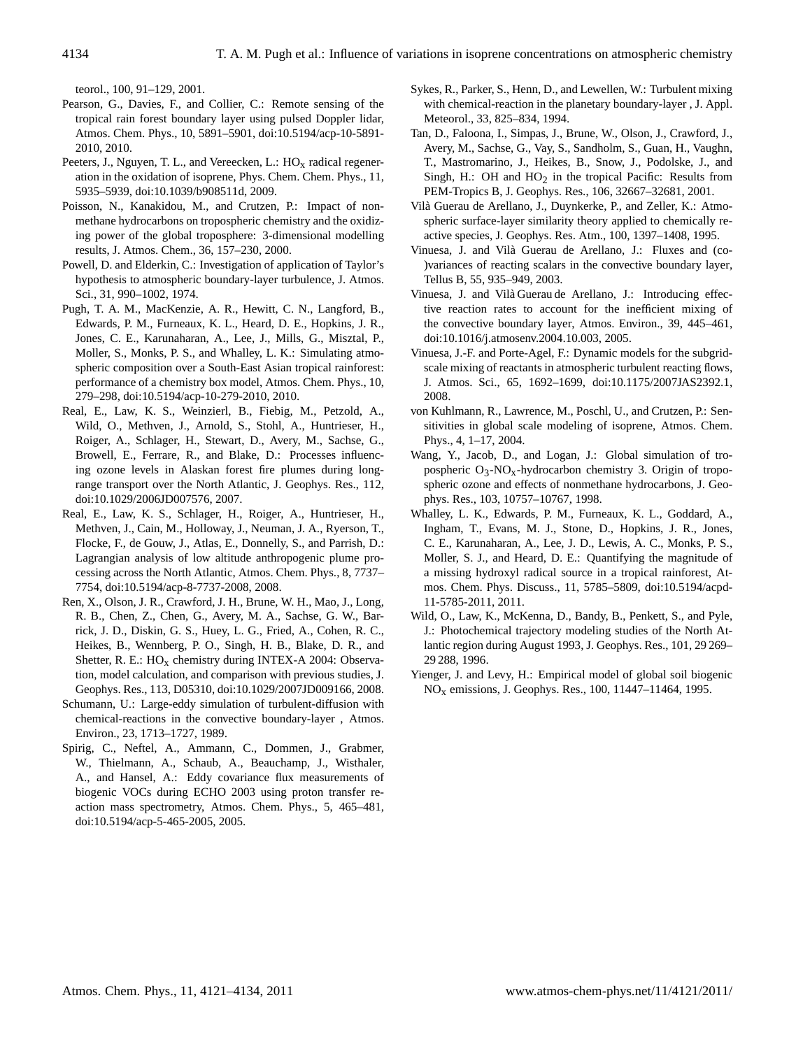teorol., 100, 91–129, 2001.

Pearson, G., Davies, F., and Collier, C.: Remote sensing of the tropical rain forest boundary layer using pulsed Doppler lidar, Atmos. Chem. Phys., 10, 5891–5901, doi:10.5194/acp-10-5891-2010, 2010.

Peeters, J., Nguyen, T. L., and Vereecken, L.: $HO_x$ radical regeneration in the oxidation of isoprene, Phys. Chem. Chem. Phys., 11, 5935–5939, doi:10.1039/b908511d, 2009.

Poisson, N., Kanakidou, M., and Crutzen, P.: Impact of non-methane hydrocarbons on tropospheric chemistry and the oxidizing power of the global troposphere: 3-dimensional modelling results, J. Atmos. Chem., 36, 157–230, 2000.

Powell, D. and Elderkin, C.: Investigation of application of Taylor's hypothesis to atmospheric boundary-layer turbulence, J. Atmos. Sci., 31, 990–1002, 1974.

Pugh, T. A. M., MacKenzie, A. R., Hewitt, C. N., Langford, B., Edwards, P. M., Furneaux, K. L., Heard, D. E., Hopkins, J. R., Jones, C. E., Karunaharan, A., Lee, J., Mills, G., Misztal, P., Moller, S., Monks, P. S., and Whalley, L. K.: Simulating atmospheric composition over a South-East Asian tropical rainforest: performance of a chemistry box model, Atmos. Chem. Phys., 10, 279–298, doi:10.5194/acp-10-279-2010, 2010.

Real, E., Law, K. S., Weinzierl, B., Fiebig, M., Petzold, A., Wild, O., Methven, J., Arnold, S., Stohl, A., Huntrieser, H., Roiger, A., Schlager, H., Stewart, D., Avery, M., Sachse, G., Browell, E., Ferrare, R., and Blake, D.: Processes influencing ozone levels in Alaskan forest fire plumes during long-range transport over the North Atlantic, J. Geophys. Res., 112, doi:10.1029/2006JD007576, 2007.

Real, E., Law, K. S., Schlager, H., Roiger, A., Huntrieser, H., Methven, J., Cain, M., Holloway, J., Neuman, J. A., Ryerson, T., Flocke, F., de Gouw, J., Atlas, E., Donnelly, S., and Parrish, D.: Lagrangian analysis of low altitude anthropogenic plume processing across the North Atlantic, Atmos. Chem. Phys., 8, 7737–7754, doi:10.5194/acp-8-7737-2008, 2008.

Ren, X., Olson, J. R., Crawford, J. H., Brune, W. H., Mao, J., Long, R. B., Chen, Z., Chen, G., Avery, M. A., Sachse, G. W., Barrick, J. D., Diskin, G. S., Huey, L. G., Fried, A., Cohen, R. C., Heikes, B., Wennberg, P. O., Singh, H. B., Blake, D. R., and Shetter, R. E.: $HO_x$ chemistry during INTEX-A 2004: Observation, model calculation, and comparison with previous studies, J. Geophys. Res., 113, D05310, doi:10.1029/2007JD009166, 2008.

Schumann, U.: Large-eddy simulation of turbulent-diffusion with chemical-reactions in the convective boundary-layer , Atmos. Environ., 23, 1713–1727, 1989.

Spirig, C., Neftel, A., Ammann, C., Dommen, J., Grabmer, W., Thielmann, A., Schaub, A., Beauchamp, J., Wisthaler, A., and Hansel, A.: Eddy covariance flux measurements of biogenic VOCs during ECHO 2003 using proton transfer reaction mass spectrometry, Atmos. Chem. Phys., 5, 465–481, doi:10.5194/acp-5-465-2005, 2005.

Sykes, R., Parker, S., Henn, D., and Lewellen, W.: Turbulent mixing with chemical-reaction in the planetary boundary-layer , J. Appl. Meteorol., 33, 825–834, 1994.

Tan, D., Faloona, I., Simpas, J., Brune, W., Olson, J., Crawford, J., Avery, M., Sachse, G., Vay, S., Sandholm, S., Guan, H., Vaughn, T., Mastromarino, J., Heikes, B., Snow, J., Podolske, J., and Singh, H.: OH and $HO_2$ in the tropical Pacific: Results from PEM-Tropics B, J. Geophys. Res., 106, 32667–32681, 2001.

Vilà Guerau de Arellano, J., Duynkerke, P., and Zeller, K.: Atmospheric surface-layer similarity theory applied to chemically reactive species, J. Geophys. Res. Atm., 100, 1397–1408, 1995.

Vinuesa, J. and Vilà Guerau de Arellano, J.: Fluxes and (co-)variances of reacting scalars in the convective boundary layer, Tellus B, 55, 935–949, 2003.

Vinuesa, J. and Vilà Guerau de Arellano, J.: Introducing effective reaction rates to account for the inefficient mixing of the convective boundary layer, Atmos. Environ., 39, 445–461, doi:10.1016/j.atmosenv.2004.10.003, 2005.

Vinuesa, J.-F. and Porte-Agel, F.: Dynamic models for the subgrid-scale mixing of reactants in atmospheric turbulent reacting flows, J. Atmos. Sci., 65, 1692–1699, doi:10.1175/2007JAS2392.1, 2008.

von Kuhlmann, R., Lawrence, M., Poschl, U., and Crutzen, P.: Sensitivities in global scale modeling of isoprene, Atmos. Chem. Phys., 4, 1–17, 2004.

Wang, Y., Jacob, D., and Logan, J.: Global simulation of tropospheric $O_3$-$NO_x$-hydrocarbon chemistry 3. Origin of tropospheric ozone and effects of nonmethane hydrocarbons, J. Geophys. Res., 103, 10757–10767, 1998.

Whalley, L. K., Edwards, P. M., Furneaux, K. L., Goddard, A., Ingham, T., Evans, M. J., Stone, D., Hopkins, J. R., Jones, C. E., Karunaharan, A., Lee, J. D., Lewis, A. C., Monks, P. S., Moller, S. J., and Heard, D. E.: Quantifying the magnitude of a missing hydroxyl radical source in a tropical rainforest, Atmos. Chem. Phys. Discuss., 11, 5785–5809, doi:10.5194/acpd-11-5785-2011, 2011.

Wild, O., Law, K., McKenna, D., Bandy, B., Penkett, S., and Pyle, J.: Photochemical trajectory modeling studies of the North Atlantic region during August 1993, J. Geophys. Res., 101, 29 269–29 288, 1996.

Yienger, J. and Levy, H.: Empirical model of global soil biogenic $NO_x$ emissions, J. Geophys. Res., 100, 11447–11464, 1995.